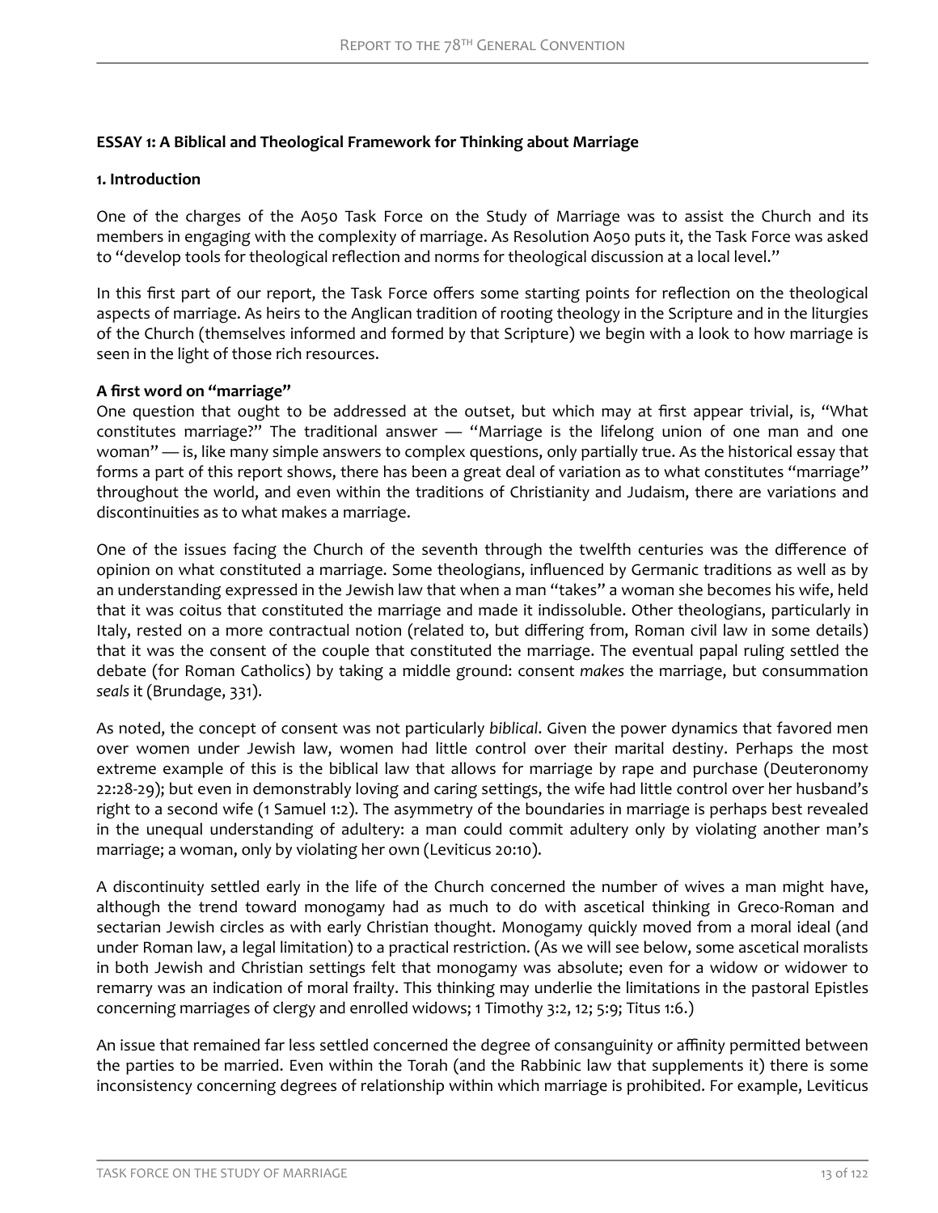**ESSAY 1: A Biblical and Theological Framework for Thinking about Marriage**

**1. Introduction**

One of the charges of the A050 Task Force on the Study of Marriage was to assist the Church and its members in engaging with the complexity of marriage. As Resolution A050 puts it, the Task Force was asked to "develop tools for theological reflection and norms for theological discussion at a local level."

In this first part of our report, the Task Force offers some starting points for reflection on the theological aspects of marriage. As heirs to the Anglican tradition of rooting theology in the Scripture and in the liturgies of the Church (themselves informed and formed by that Scripture) we begin with a look to how marriage is seen in the light of those rich resources.

**A first word on "marriage"**

One question that ought to be addressed at the outset, but which may at first appear trivial, is, "What constitutes marriage?" The traditional answer — "Marriage is the lifelong union of one man and one woman" — is, like many simple answers to complex questions, only partially true. As the historical essay that forms a part of this report shows, there has been a great deal of variation as to what constitutes "marriage" throughout the world, and even within the traditions of Christianity and Judaism, there are variations and discontinuities as to what makes a marriage.

One of the issues facing the Church of the seventh through the twelfth centuries was the difference of opinion on what constituted a marriage. Some theologians, influenced by Germanic traditions as well as by an understanding expressed in the Jewish law that when a man "takes" a woman she becomes his wife, held that it was coitus that constituted the marriage and made it indissoluble. Other theologians, particularly in Italy, rested on a more contractual notion (related to, but differing from, Roman civil law in some details) that it was the consent of the couple that constituted the marriage. The eventual papal ruling settled the debate (for Roman Catholics) by taking a middle ground: consent *makes* the marriage, but consummation *seals* it (Brundage, 331).

As noted, the concept of consent was not particularly *biblical*. Given the power dynamics that favored men over women under Jewish law, women had little control over their marital destiny. Perhaps the most extreme example of this is the biblical law that allows for marriage by rape and purchase (Deuteronomy 22:28-29); but even in demonstrably loving and caring settings, the wife had little control over her husband's right to a second wife (1 Samuel 1:2). The asymmetry of the boundaries in marriage is perhaps best revealed in the unequal understanding of adultery: a man could commit adultery only by violating another man's marriage; a woman, only by violating her own (Leviticus 20:10).

A discontinuity settled early in the life of the Church concerned the number of wives a man might have, although the trend toward monogamy had as much to do with ascetical thinking in Greco-Roman and sectarian Jewish circles as with early Christian thought. Monogamy quickly moved from a moral ideal (and under Roman law, a legal limitation) to a practical restriction. (As we will see below, some ascetical moralists in both Jewish and Christian settings felt that monogamy was absolute; even for a widow or widower to remarry was an indication of moral frailty. This thinking may underlie the limitations in the pastoral Epistles concerning marriages of clergy and enrolled widows; 1 Timothy 3:2, 12; 5:9; Titus 1:6.)

An issue that remained far less settled concerned the degree of consanguinity or affinity permitted between the parties to be married. Even within the Torah (and the Rabbinic law that supplements it) there is some inconsistency concerning degrees of relationship within which marriage is prohibited. For example, Leviticus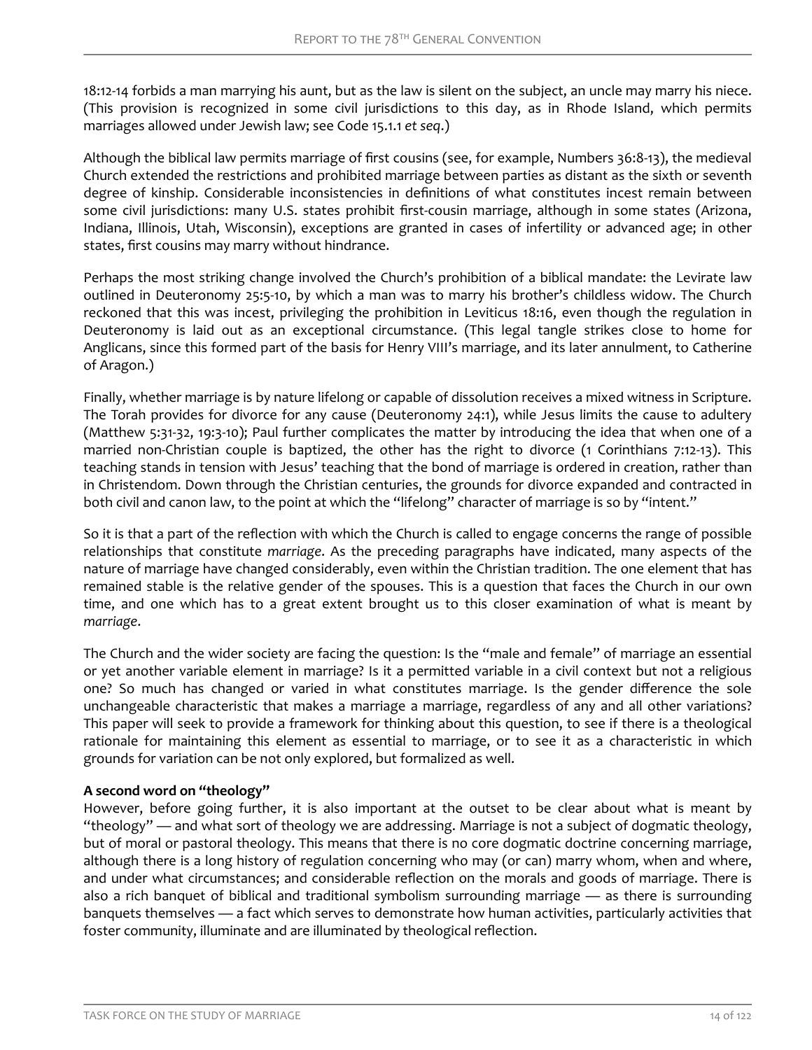18:12-14 forbids a man marrying his aunt, but as the law is silent on the subject, an uncle may marry his niece. (This provision is recognized in some civil jurisdictions to this day, as in Rhode Island, which permits marriages allowed under Jewish law; see Code 15.1.1 *et seq*.)

Although the biblical law permits marriage of first cousins (see, for example, Numbers 36:8-13), the medieval Church extended the restrictions and prohibited marriage between parties as distant as the sixth or seventh degree of kinship. Considerable inconsistencies in definitions of what constitutes incest remain between some civil jurisdictions: many U.S. states prohibit first-cousin marriage, although in some states (Arizona, Indiana, Illinois, Utah, Wisconsin), exceptions are granted in cases of infertility or advanced age; in other states, first cousins may marry without hindrance.

Perhaps the most striking change involved the Church's prohibition of a biblical mandate: the Levirate law outlined in Deuteronomy 25:5-10, by which a man was to marry his brother's childless widow. The Church reckoned that this was incest, privileging the prohibition in Leviticus 18:16, even though the regulation in Deuteronomy is laid out as an exceptional circumstance. (This legal tangle strikes close to home for Anglicans, since this formed part of the basis for Henry VIII's marriage, and its later annulment, to Catherine of Aragon.)

Finally, whether marriage is by nature lifelong or capable of dissolution receives a mixed witness in Scripture. The Torah provides for divorce for any cause (Deuteronomy 24:1), while Jesus limits the cause to adultery (Matthew 5:31-32, 19:3-10); Paul further complicates the matter by introducing the idea that when one of a married non-Christian couple is baptized, the other has the right to divorce (1 Corinthians 7:12-13). This teaching stands in tension with Jesus' teaching that the bond of marriage is ordered in creation, rather than in Christendom. Down through the Christian centuries, the grounds for divorce expanded and contracted in both civil and canon law, to the point at which the "lifelong" character of marriage is so by "intent."

So it is that a part of the reflection with which the Church is called to engage concerns the range of possible relationships that constitute *marriage*. As the preceding paragraphs have indicated, many aspects of the nature of marriage have changed considerably, even within the Christian tradition. The one element that has remained stable is the relative gender of the spouses. This is a question that faces the Church in our own time, and one which has to a great extent brought us to this closer examination of what is meant by *marriage*.

The Church and the wider society are facing the question: Is the "male and female" of marriage an essential or yet another variable element in marriage? Is it a permitted variable in a civil context but not a religious one? So much has changed or varied in what constitutes marriage. Is the gender difference the sole unchangeable characteristic that makes a marriage a marriage, regardless of any and all other variations? This paper will seek to provide a framework for thinking about this question, to see if there is a theological rationale for maintaining this element as essential to marriage, or to see it as a characteristic in which grounds for variation can be not only explored, but formalized as well.

**A second word on "theology"**

However, before going further, it is also important at the outset to be clear about what is meant by "theology" — and what sort of theology we are addressing. Marriage is not a subject of dogmatic theology, but of moral or pastoral theology. This means that there is no core dogmatic doctrine concerning marriage, although there is a long history of regulation concerning who may (or can) marry whom, when and where, and under what circumstances; and considerable reflection on the morals and goods of marriage. There is also a rich banquet of biblical and traditional symbolism surrounding marriage — as there is surrounding banquets themselves — a fact which serves to demonstrate how human activities, particularly activities that foster community, illuminate and are illuminated by theological reflection.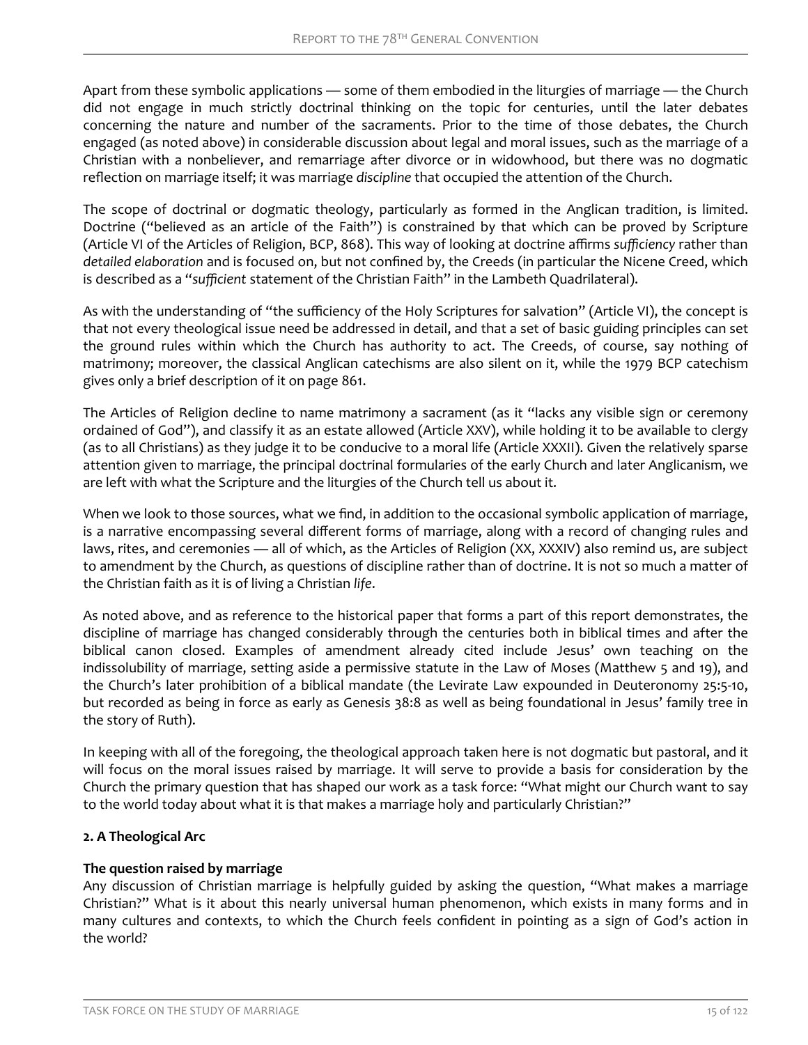Apart from these symbolic applications — some of them embodied in the liturgies of marriage — the Church did not engage in much strictly doctrinal thinking on the topic for centuries, until the later debates concerning the nature and number of the sacraments. Prior to the time of those debates, the Church engaged (as noted above) in considerable discussion about legal and moral issues, such as the marriage of a Christian with a nonbeliever, and remarriage after divorce or in widowhood, but there was no dogmatic reflection on marriage itself; it was marriage *discipline* that occupied the attention of the Church.

The scope of doctrinal or dogmatic theology, particularly as formed in the Anglican tradition, is limited. Doctrine ("believed as an article of the Faith") is constrained by that which can be proved by Scripture (Article VI of the Articles of Religion, BCP, 868). This way of looking at doctrine affirms *sufficiency* rather than *detailed elaboration* and is focused on, but not confined by, the Creeds (in particular the Nicene Creed, which is described as a "*sufficient* statement of the Christian Faith" in the Lambeth Quadrilateral).

As with the understanding of "the sufficiency of the Holy Scriptures for salvation" (Article VI), the concept is that not every theological issue need be addressed in detail, and that a set of basic guiding principles can set the ground rules within which the Church has authority to act. The Creeds, of course, say nothing of matrimony; moreover, the classical Anglican catechisms are also silent on it, while the 1979 BCP catechism gives only a brief description of it on page 861.

The Articles of Religion decline to name matrimony a sacrament (as it "lacks any visible sign or ceremony ordained of God"), and classify it as an estate allowed (Article XXV), while holding it to be available to clergy (as to all Christians) as they judge it to be conducive to a moral life (Article XXXII). Given the relatively sparse attention given to marriage, the principal doctrinal formularies of the early Church and later Anglicanism, we are left with what the Scripture and the liturgies of the Church tell us about it.

When we look to those sources, what we find, in addition to the occasional symbolic application of marriage, is a narrative encompassing several different forms of marriage, along with a record of changing rules and laws, rites, and ceremonies — all of which, as the Articles of Religion (XX, XXXIV) also remind us, are subject to amendment by the Church, as questions of discipline rather than of doctrine. It is not so much a matter of the Christian faith as it is of living a Christian *life*.

As noted above, and as reference to the historical paper that forms a part of this report demonstrates, the discipline of marriage has changed considerably through the centuries both in biblical times and after the biblical canon closed. Examples of amendment already cited include Jesus' own teaching on the indissolubility of marriage, setting aside a permissive statute in the Law of Moses (Matthew 5 and 19), and the Church's later prohibition of a biblical mandate (the Levirate Law expounded in Deuteronomy 25:5-10, but recorded as being in force as early as Genesis 38:8 as well as being foundational in Jesus' family tree in the story of Ruth).

In keeping with all of the foregoing, the theological approach taken here is not dogmatic but pastoral, and it will focus on the moral issues raised by marriage. It will serve to provide a basis for consideration by the Church the primary question that has shaped our work as a task force: "What might our Church want to say to the world today about what it is that makes a marriage holy and particularly Christian?"

**2. A Theological Arc**

**The question raised by marriage**

Any discussion of Christian marriage is helpfully guided by asking the question, "What makes a marriage Christian?" What is it about this nearly universal human phenomenon, which exists in many forms and in many cultures and contexts, to which the Church feels confident in pointing as a sign of God's action in the world?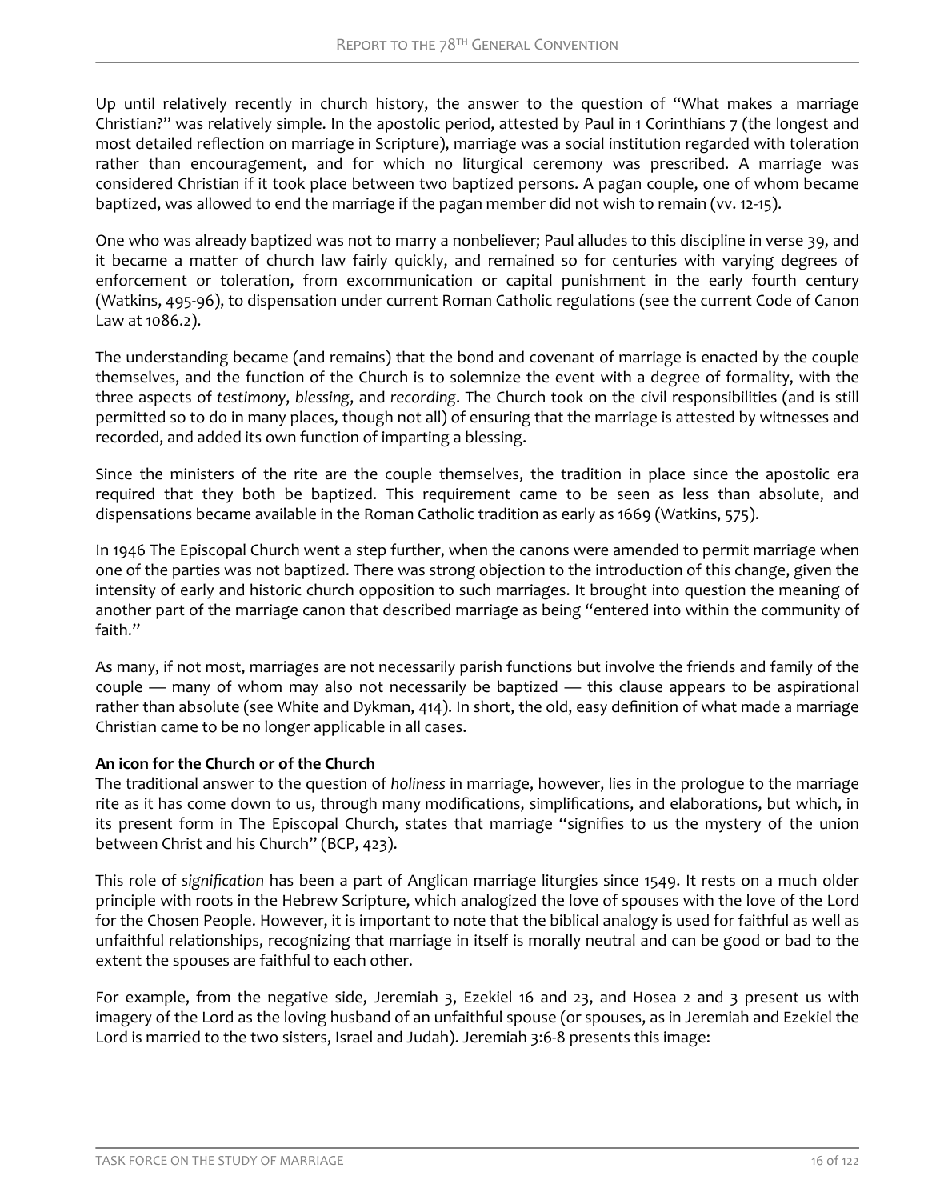Up until relatively recently in church history, the answer to the question of "What makes a marriage Christian?" was relatively simple. In the apostolic period, attested by Paul in 1 Corinthians 7 (the longest and most detailed reflection on marriage in Scripture), marriage was a social institution regarded with toleration rather than encouragement, and for which no liturgical ceremony was prescribed. A marriage was considered Christian if it took place between two baptized persons. A pagan couple, one of whom became baptized, was allowed to end the marriage if the pagan member did not wish to remain (vv. 12-15).

One who was already baptized was not to marry a nonbeliever; Paul alludes to this discipline in verse 39, and it became a matter of church law fairly quickly, and remained so for centuries with varying degrees of enforcement or toleration, from excommunication or capital punishment in the early fourth century (Watkins, 495-96), to dispensation under current Roman Catholic regulations (see the current Code of Canon Law at 1086.2).

The understanding became (and remains) that the bond and covenant of marriage is enacted by the couple themselves, and the function of the Church is to solemnize the event with a degree of formality, with the three aspects of *testimony*, *blessing*, and *recording*. The Church took on the civil responsibilities (and is still permitted so to do in many places, though not all) of ensuring that the marriage is attested by witnesses and recorded, and added its own function of imparting a blessing.

Since the ministers of the rite are the couple themselves, the tradition in place since the apostolic era required that they both be baptized. This requirement came to be seen as less than absolute, and dispensations became available in the Roman Catholic tradition as early as 1669 (Watkins, 575).

In 1946 The Episcopal Church went a step further, when the canons were amended to permit marriage when one of the parties was not baptized. There was strong objection to the introduction of this change, given the intensity of early and historic church opposition to such marriages. It brought into question the meaning of another part of the marriage canon that described marriage as being "entered into within the community of faith."

As many, if not most, marriages are not necessarily parish functions but involve the friends and family of the couple — many of whom may also not necessarily be baptized — this clause appears to be aspirational rather than absolute (see White and Dykman, 414). In short, the old, easy definition of what made a marriage Christian came to be no longer applicable in all cases.

**An icon for the Church or of the Church**

The traditional answer to the question of *holiness* in marriage, however, lies in the prologue to the marriage rite as it has come down to us, through many modifications, simplifications, and elaborations, but which, in its present form in The Episcopal Church, states that marriage "signifies to us the mystery of the union between Christ and his Church" (BCP, 423).

This role of *signification* has been a part of Anglican marriage liturgies since 1549. It rests on a much older principle with roots in the Hebrew Scripture, which analogized the love of spouses with the love of the Lord for the Chosen People. However, it is important to note that the biblical analogy is used for faithful as well as unfaithful relationships, recognizing that marriage in itself is morally neutral and can be good or bad to the extent the spouses are faithful to each other.

For example, from the negative side, Jeremiah 3, Ezekiel 16 and 23, and Hosea 2 and 3 present us with imagery of the Lord as the loving husband of an unfaithful spouse (or spouses, as in Jeremiah and Ezekiel the Lord is married to the two sisters, Israel and Judah). Jeremiah 3:6-8 presents this image: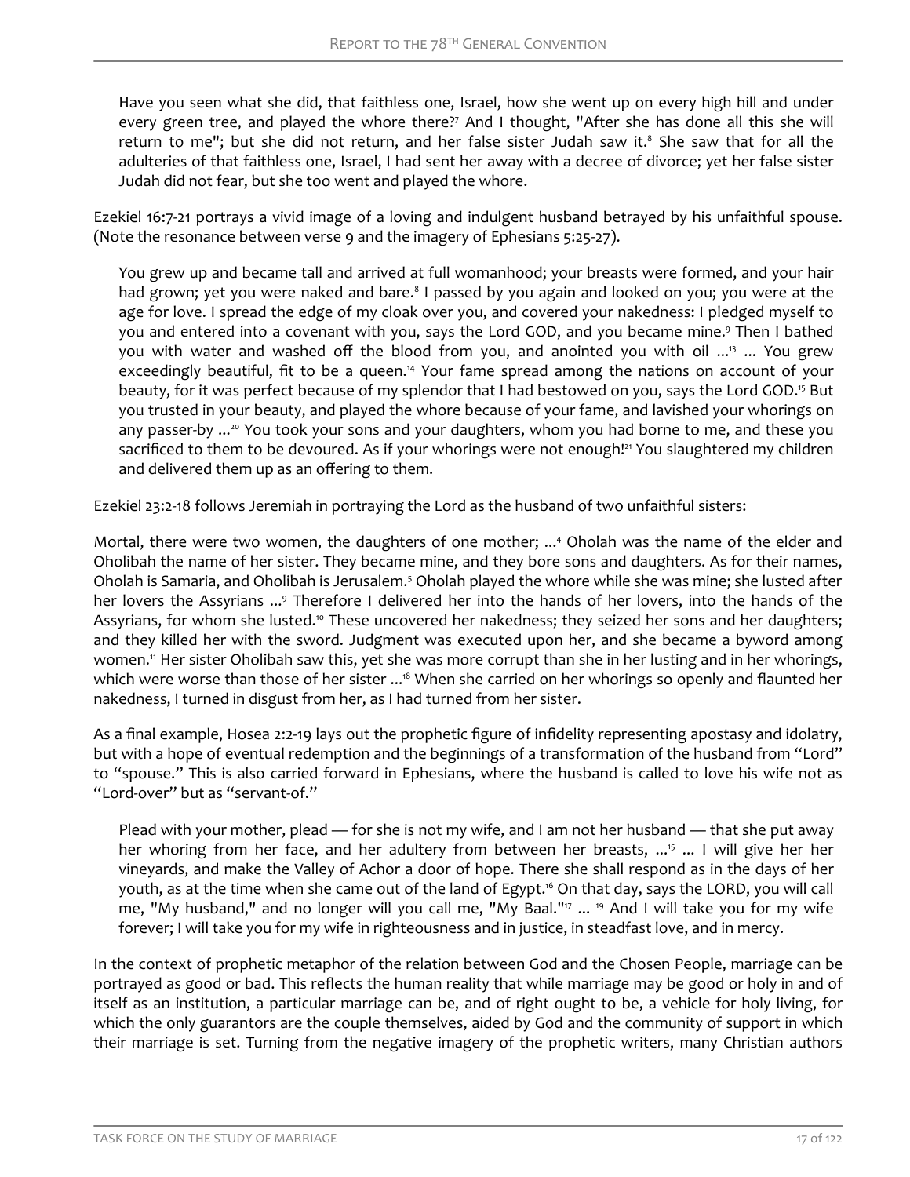> Have you seen what she did, that faithless one, Israel, how she went up on every high hill and under every green tree, and played the whore there?[7] And I thought, "After she has done all this she will return to me"; but she did not return, and her false sister Judah saw it.[8] She saw that for all the adulteries of that faithless one, Israel, I had sent her away with a decree of divorce; yet her false sister Judah did not fear, but she too went and played the whore.

Ezekiel 16:7-21 portrays a vivid image of a loving and indulgent husband betrayed by his unfaithful spouse. (Note the resonance between verse 9 and the imagery of Ephesians 5:25-27).

> You grew up and became tall and arrived at full womanhood; your breasts were formed, and your hair had grown; yet you were naked and bare.[8] I passed by you again and looked on you; you were at the age for love. I spread the edge of my cloak over you, and covered your nakedness: I pledged myself to you and entered into a covenant with you, says the Lord GOD, and you became mine.[9] Then I bathed you with water and washed off the blood from you, and anointed you with oil ...[13] ... You grew exceedingly beautiful, fit to be a queen.[14] Your fame spread among the nations on account of your beauty, for it was perfect because of my splendor that I had bestowed on you, says the Lord GOD.[15] But you trusted in your beauty, and played the whore because of your fame, and lavished your whorings on any passer-by ...[20] You took your sons and your daughters, whom you had borne to me, and these you sacrificed to them to be devoured. As if your whorings were not enough![21] You slaughtered my children and delivered them up as an offering to them.

Ezekiel 23:2-18 follows Jeremiah in portraying the Lord as the husband of two unfaithful sisters:

Mortal, there were two women, the daughters of one mother; ...[4] Oholah was the name of the elder and Oholibah the name of her sister. They became mine, and they bore sons and daughters. As for their names, Oholah is Samaria, and Oholibah is Jerusalem.[5] Oholah played the whore while she was mine; she lusted after her lovers the Assyrians ...[9] Therefore I delivered her into the hands of her lovers, into the hands of the Assyrians, for whom she lusted.[10] These uncovered her nakedness; they seized her sons and her daughters; and they killed her with the sword. Judgment was executed upon her, and she became a byword among women.[11] Her sister Oholibah saw this, yet she was more corrupt than she in her lusting and in her whorings, which were worse than those of her sister ...[18] When she carried on her whorings so openly and flaunted her nakedness, I turned in disgust from her, as I had turned from her sister.

As a final example, Hosea 2:2-19 lays out the prophetic figure of infidelity representing apostasy and idolatry, but with a hope of eventual redemption and the beginnings of a transformation of the husband from "Lord" to "spouse." This is also carried forward in Ephesians, where the husband is called to love his wife not as "Lord-over" but as "servant-of."

> Plead with your mother, plead — for she is not my wife, and I am not her husband — that she put away her whoring from her face, and her adultery from between her breasts, ...[15] ... I will give her her vineyards, and make the Valley of Achor a door of hope. There she shall respond as in the days of her youth, as at the time when she came out of the land of Egypt.[16] On that day, says the LORD, you will call me, "My husband," and no longer will you call me, "My Baal."[17] ... [19] And I will take you for my wife forever; I will take you for my wife in righteousness and in justice, in steadfast love, and in mercy.

In the context of prophetic metaphor of the relation between God and the Chosen People, marriage can be portrayed as good or bad. This reflects the human reality that while marriage may be good or holy in and of itself as an institution, a particular marriage can be, and of right ought to be, a vehicle for holy living, for which the only guarantors are the couple themselves, aided by God and the community of support in which their marriage is set. Turning from the negative imagery of the prophetic writers, many Christian authors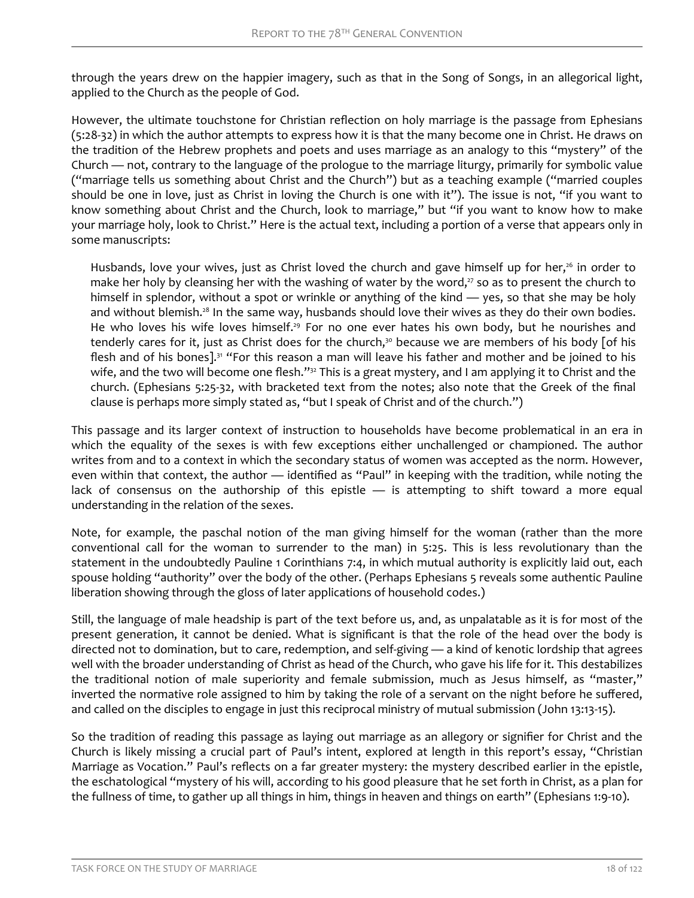through the years drew on the happier imagery, such as that in the Song of Songs, in an allegorical light, applied to the Church as the people of God.

However, the ultimate touchstone for Christian reflection on holy marriage is the passage from Ephesians (5:28-32) in which the author attempts to express how it is that the many become one in Christ. He draws on the tradition of the Hebrew prophets and poets and uses marriage as an analogy to this "mystery" of the Church — not, contrary to the language of the prologue to the marriage liturgy, primarily for symbolic value ("marriage tells us something about Christ and the Church") but as a teaching example ("married couples should be one in love, just as Christ in loving the Church is one with it"). The issue is not, "if you want to know something about Christ and the Church, look to marriage," but "if you want to know how to make your marriage holy, look to Christ." Here is the actual text, including a portion of a verse that appears only in some manuscripts:

> Husbands, love your wives, just as Christ loved the church and gave himself up for her,[26] in order to make her holy by cleansing her with the washing of water by the word,[27] so as to present the church to himself in splendor, without a spot or wrinkle or anything of the kind — yes, so that she may be holy and without blemish.[28] In the same way, husbands should love their wives as they do their own bodies. He who loves his wife loves himself.[29] For no one ever hates his own body, but he nourishes and tenderly cares for it, just as Christ does for the church,[30] because we are members of his body [of his flesh and of his bones].[31] "For this reason a man will leave his father and mother and be joined to his wife, and the two will become one flesh."[32] This is a great mystery, and I am applying it to Christ and the church. (Ephesians 5:25-32, with bracketed text from the notes; also note that the Greek of the final clause is perhaps more simply stated as, "but I speak of Christ and of the church.")

This passage and its larger context of instruction to households have become problematical in an era in which the equality of the sexes is with few exceptions either unchallenged or championed. The author writes from and to a context in which the secondary status of women was accepted as the norm. However, even within that context, the author — identified as "Paul" in keeping with the tradition, while noting the lack of consensus on the authorship of this epistle — is attempting to shift toward a more equal understanding in the relation of the sexes.

Note, for example, the paschal notion of the man giving himself for the woman (rather than the more conventional call for the woman to surrender to the man) in 5:25. This is less revolutionary than the statement in the undoubtedly Pauline 1 Corinthians 7:4, in which mutual authority is explicitly laid out, each spouse holding "authority" over the body of the other. (Perhaps Ephesians 5 reveals some authentic Pauline liberation showing through the gloss of later applications of household codes.)

Still, the language of male headship is part of the text before us, and, as unpalatable as it is for most of the present generation, it cannot be denied. What is significant is that the role of the head over the body is directed not to domination, but to care, redemption, and self-giving — a kind of kenotic lordship that agrees well with the broader understanding of Christ as head of the Church, who gave his life for it. This destabilizes the traditional notion of male superiority and female submission, much as Jesus himself, as "master," inverted the normative role assigned to him by taking the role of a servant on the night before he suffered, and called on the disciples to engage in just this reciprocal ministry of mutual submission (John 13:13-15).

So the tradition of reading this passage as laying out marriage as an allegory or signifier for Christ and the Church is likely missing a crucial part of Paul's intent, explored at length in this report's essay, "Christian Marriage as Vocation." Paul's reflects on a far greater mystery: the mystery described earlier in the epistle, the eschatological "mystery of his will, according to his good pleasure that he set forth in Christ, as a plan for the fullness of time, to gather up all things in him, things in heaven and things on earth" (Ephesians 1:9-10).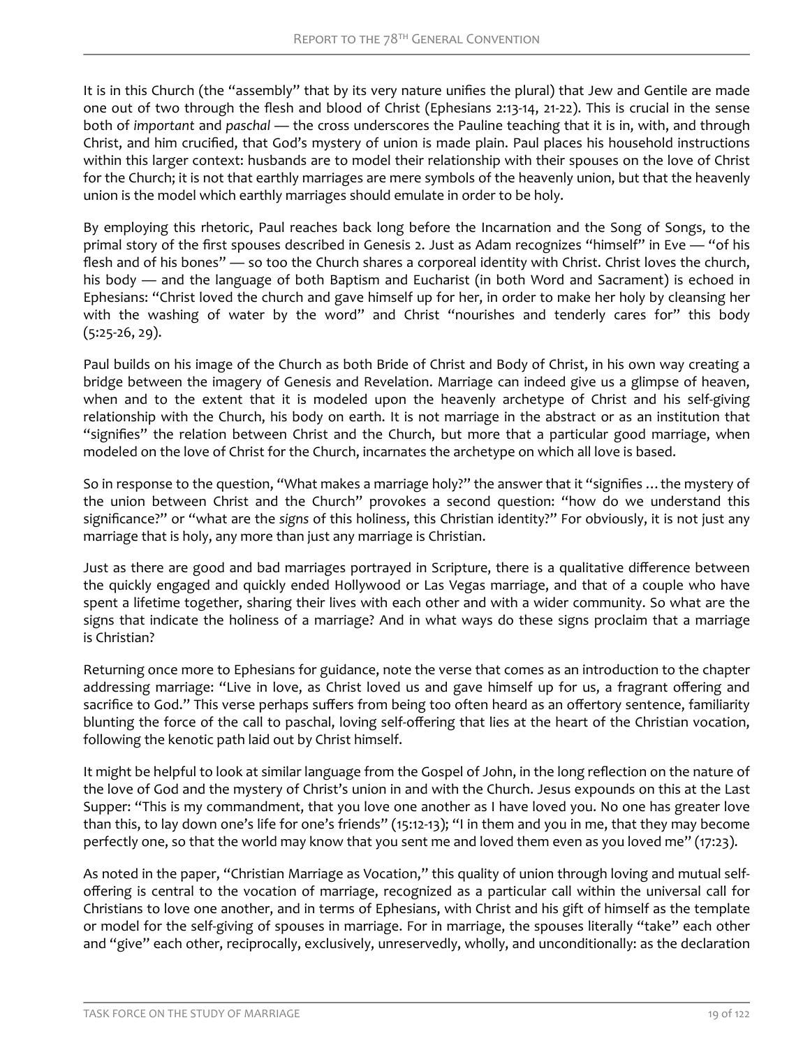It is in this Church (the "assembly" that by its very nature unifies the plural) that Jew and Gentile are made one out of two through the flesh and blood of Christ (Ephesians 2:13-14, 21-22). This is crucial in the sense both of *important* and *paschal* — the cross underscores the Pauline teaching that it is in, with, and through Christ, and him crucified, that God's mystery of union is made plain. Paul places his household instructions within this larger context: husbands are to model their relationship with their spouses on the love of Christ for the Church; it is not that earthly marriages are mere symbols of the heavenly union, but that the heavenly union is the model which earthly marriages should emulate in order to be holy.

By employing this rhetoric, Paul reaches back long before the Incarnation and the Song of Songs, to the primal story of the first spouses described in Genesis 2. Just as Adam recognizes "himself" in Eve — "of his flesh and of his bones" — so too the Church shares a corporeal identity with Christ. Christ loves the church, his body — and the language of both Baptism and Eucharist (in both Word and Sacrament) is echoed in Ephesians: "Christ loved the church and gave himself up for her, in order to make her holy by cleansing her with the washing of water by the word" and Christ "nourishes and tenderly cares for" this body (5:25-26, 29).

Paul builds on his image of the Church as both Bride of Christ and Body of Christ, in his own way creating a bridge between the imagery of Genesis and Revelation. Marriage can indeed give us a glimpse of heaven, when and to the extent that it is modeled upon the heavenly archetype of Christ and his self-giving relationship with the Church, his body on earth. It is not marriage in the abstract or as an institution that "signifies" the relation between Christ and the Church, but more that a particular good marriage, when modeled on the love of Christ for the Church, incarnates the archetype on which all love is based.

So in response to the question, "What makes a marriage holy?" the answer that it "signifies … the mystery of the union between Christ and the Church" provokes a second question: "how do we understand this significance?" or "what are the *signs* of this holiness, this Christian identity?" For obviously, it is not just any marriage that is holy, any more than just any marriage is Christian.

Just as there are good and bad marriages portrayed in Scripture, there is a qualitative difference between the quickly engaged and quickly ended Hollywood or Las Vegas marriage, and that of a couple who have spent a lifetime together, sharing their lives with each other and with a wider community. So what are the signs that indicate the holiness of a marriage? And in what ways do these signs proclaim that a marriage is Christian?

Returning once more to Ephesians for guidance, note the verse that comes as an introduction to the chapter addressing marriage: "Live in love, as Christ loved us and gave himself up for us, a fragrant offering and sacrifice to God." This verse perhaps suffers from being too often heard as an offertory sentence, familiarity blunting the force of the call to paschal, loving self-offering that lies at the heart of the Christian vocation, following the kenotic path laid out by Christ himself.

It might be helpful to look at similar language from the Gospel of John, in the long reflection on the nature of the love of God and the mystery of Christ's union in and with the Church. Jesus expounds on this at the Last Supper: "This is my commandment, that you love one another as I have loved you. No one has greater love than this, to lay down one's life for one's friends" (15:12-13); "I in them and you in me, that they may become perfectly one, so that the world may know that you sent me and loved them even as you loved me" (17:23).

As noted in the paper, "Christian Marriage as Vocation," this quality of union through loving and mutual self-offering is central to the vocation of marriage, recognized as a particular call within the universal call for Christians to love one another, and in terms of Ephesians, with Christ and his gift of himself as the template or model for the self-giving of spouses in marriage. For in marriage, the spouses literally "take" each other and "give" each other, reciprocally, exclusively, unreservedly, wholly, and unconditionally: as the declaration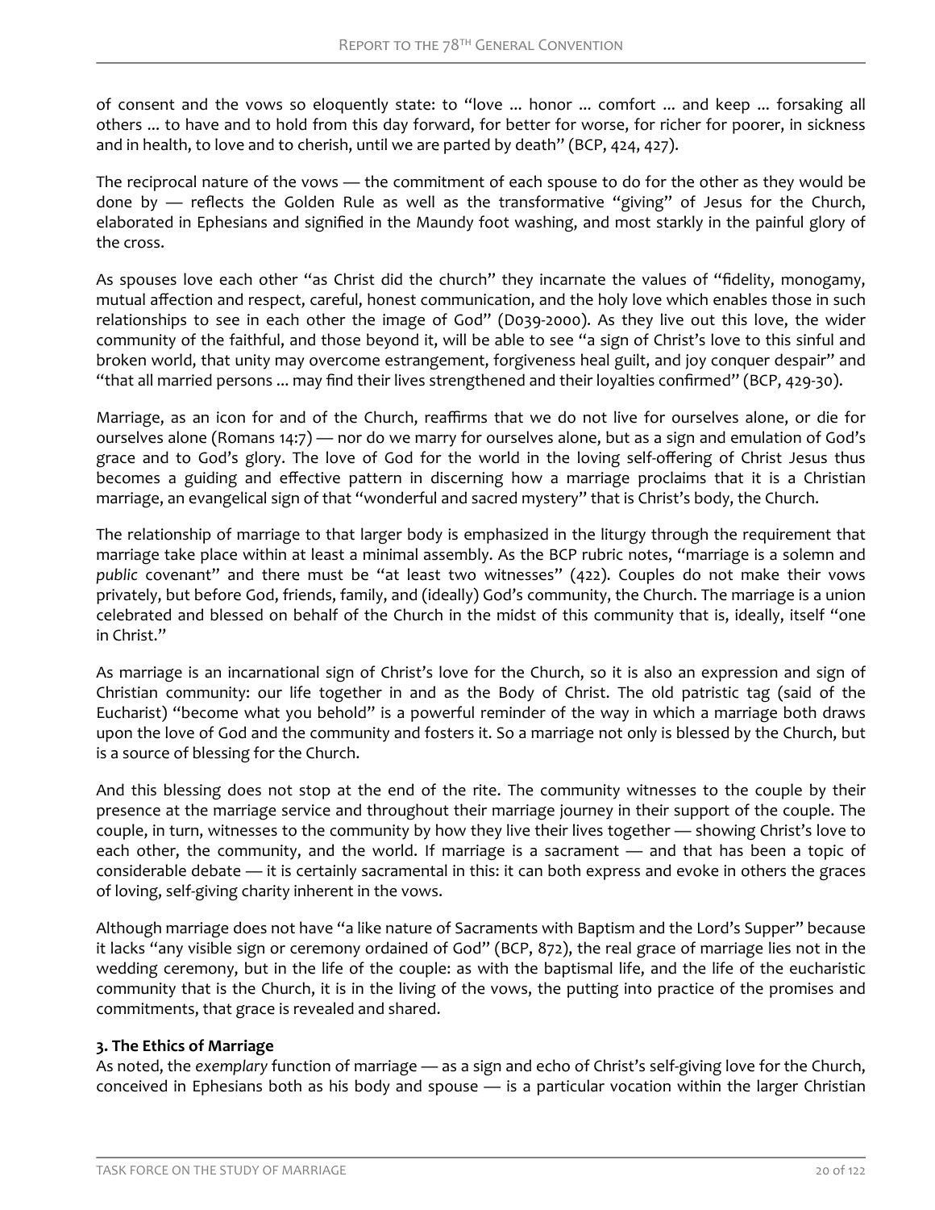of consent and the vows so eloquently state: to "love ... honor ... comfort ... and keep ... forsaking all others ... to have and to hold from this day forward, for better for worse, for richer for poorer, in sickness and in health, to love and to cherish, until we are parted by death" (BCP, 424, 427).

The reciprocal nature of the vows — the commitment of each spouse to do for the other as they would be done by — reflects the Golden Rule as well as the transformative "giving" of Jesus for the Church, elaborated in Ephesians and signified in the Maundy foot washing, and most starkly in the painful glory of the cross.

As spouses love each other "as Christ did the church" they incarnate the values of "fidelity, monogamy, mutual affection and respect, careful, honest communication, and the holy love which enables those in such relationships to see in each other the image of God" (D039-2000). As they live out this love, the wider community of the faithful, and those beyond it, will be able to see "a sign of Christ's love to this sinful and broken world, that unity may overcome estrangement, forgiveness heal guilt, and joy conquer despair" and "that all married persons ... may find their lives strengthened and their loyalties confirmed" (BCP, 429-30).

Marriage, as an icon for and of the Church, reaffirms that we do not live for ourselves alone, or die for ourselves alone (Romans 14:7) — nor do we marry for ourselves alone, but as a sign and emulation of God's grace and to God's glory. The love of God for the world in the loving self-offering of Christ Jesus thus becomes a guiding and effective pattern in discerning how a marriage proclaims that it is a Christian marriage, an evangelical sign of that "wonderful and sacred mystery" that is Christ's body, the Church.

The relationship of marriage to that larger body is emphasized in the liturgy through the requirement that marriage take place within at least a minimal assembly. As the BCP rubric notes, "marriage is a solemn and *public* covenant" and there must be "at least two witnesses" (422). Couples do not make their vows privately, but before God, friends, family, and (ideally) God's community, the Church. The marriage is a union celebrated and blessed on behalf of the Church in the midst of this community that is, ideally, itself "one in Christ."

As marriage is an incarnational sign of Christ's love for the Church, so it is also an expression and sign of Christian community: our life together in and as the Body of Christ. The old patristic tag (said of the Eucharist) "become what you behold" is a powerful reminder of the way in which a marriage both draws upon the love of God and the community and fosters it. So a marriage not only is blessed by the Church, but is a source of blessing for the Church.

And this blessing does not stop at the end of the rite. The community witnesses to the couple by their presence at the marriage service and throughout their marriage journey in their support of the couple. The couple, in turn, witnesses to the community by how they live their lives together — showing Christ's love to each other, the community, and the world. If marriage is a sacrament — and that has been a topic of considerable debate — it is certainly sacramental in this: it can both express and evoke in others the graces of loving, self-giving charity inherent in the vows.

Although marriage does not have "a like nature of Sacraments with Baptism and the Lord's Supper" because it lacks "any visible sign or ceremony ordained of God" (BCP, 872), the real grace of marriage lies not in the wedding ceremony, but in the life of the couple: as with the baptismal life, and the life of the eucharistic community that is the Church, it is in the living of the vows, the putting into practice of the promises and commitments, that grace is revealed and shared.

**3. The Ethics of Marriage**

As noted, the *exemplary* function of marriage — as a sign and echo of Christ's self-giving love for the Church, conceived in Ephesians both as his body and spouse — is a particular vocation within the larger Christian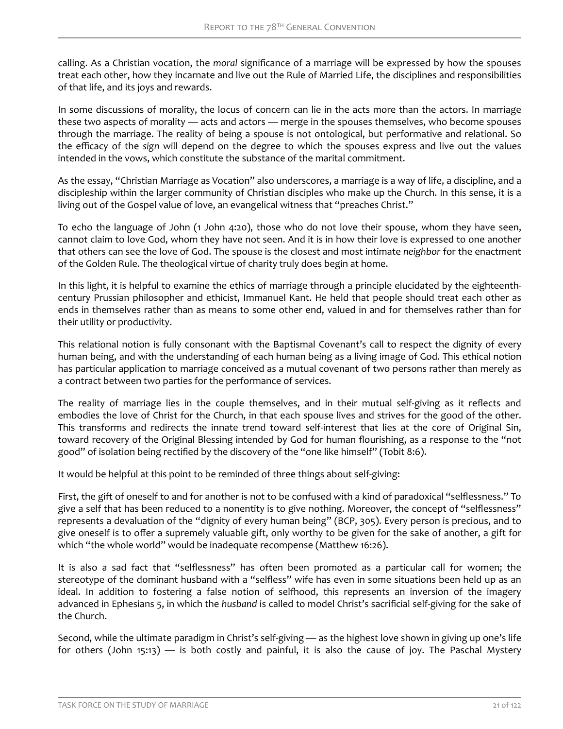calling. As a Christian vocation, the *moral* significance of a marriage will be expressed by how the spouses treat each other, how they incarnate and live out the Rule of Married Life, the disciplines and responsibilities of that life, and its joys and rewards.

In some discussions of morality, the locus of concern can lie in the acts more than the actors. In marriage these two aspects of morality — acts and actors — merge in the spouses themselves, who become spouses through the marriage. The reality of being a spouse is not ontological, but performative and relational. So the efficacy of the *sign* will depend on the degree to which the spouses express and live out the values intended in the vows, which constitute the substance of the marital commitment.

As the essay, "Christian Marriage as Vocation" also underscores, a marriage is a way of life, a discipline, and a discipleship within the larger community of Christian disciples who make up the Church. In this sense, it is a living out of the Gospel value of love, an evangelical witness that "preaches Christ."

To echo the language of John (1 John 4:20), those who do not love their spouse, whom they have seen, cannot claim to love God, whom they have not seen. And it is in how their love is expressed to one another that others can see the love of God. The spouse is the closest and most intimate *neighbor* for the enactment of the Golden Rule. The theological virtue of charity truly does begin at home.

In this light, it is helpful to examine the ethics of marriage through a principle elucidated by the eighteenth-century Prussian philosopher and ethicist, Immanuel Kant. He held that people should treat each other as ends in themselves rather than as means to some other end, valued in and for themselves rather than for their utility or productivity.

This relational notion is fully consonant with the Baptismal Covenant's call to respect the dignity of every human being, and with the understanding of each human being as a living image of God. This ethical notion has particular application to marriage conceived as a mutual covenant of two persons rather than merely as a contract between two parties for the performance of services.

The reality of marriage lies in the couple themselves, and in their mutual self-giving as it reflects and embodies the love of Christ for the Church, in that each spouse lives and strives for the good of the other. This transforms and redirects the innate trend toward self-interest that lies at the core of Original Sin, toward recovery of the Original Blessing intended by God for human flourishing, as a response to the "not good" of isolation being rectified by the discovery of the "one like himself" (Tobit 8:6).

It would be helpful at this point to be reminded of three things about self-giving:

First, the gift of oneself to and for another is not to be confused with a kind of paradoxical "selflessness." To give a self that has been reduced to a nonentity is to give nothing. Moreover, the concept of "selflessness" represents a devaluation of the "dignity of every human being" (BCP, 305). Every person is precious, and to give oneself is to offer a supremely valuable gift, only worthy to be given for the sake of another, a gift for which "the whole world" would be inadequate recompense (Matthew 16:26).

It is also a sad fact that "selflessness" has often been promoted as a particular call for women; the stereotype of the dominant husband with a "selfless" wife has even in some situations been held up as an ideal. In addition to fostering a false notion of selfhood, this represents an inversion of the imagery advanced in Ephesians 5, in which the *husband* is called to model Christ's sacrificial self-giving for the sake of the Church.

Second, while the ultimate paradigm in Christ's self-giving — as the highest love shown in giving up one's life for others (John 15:13) — is both costly and painful, it is also the cause of joy. The Paschal Mystery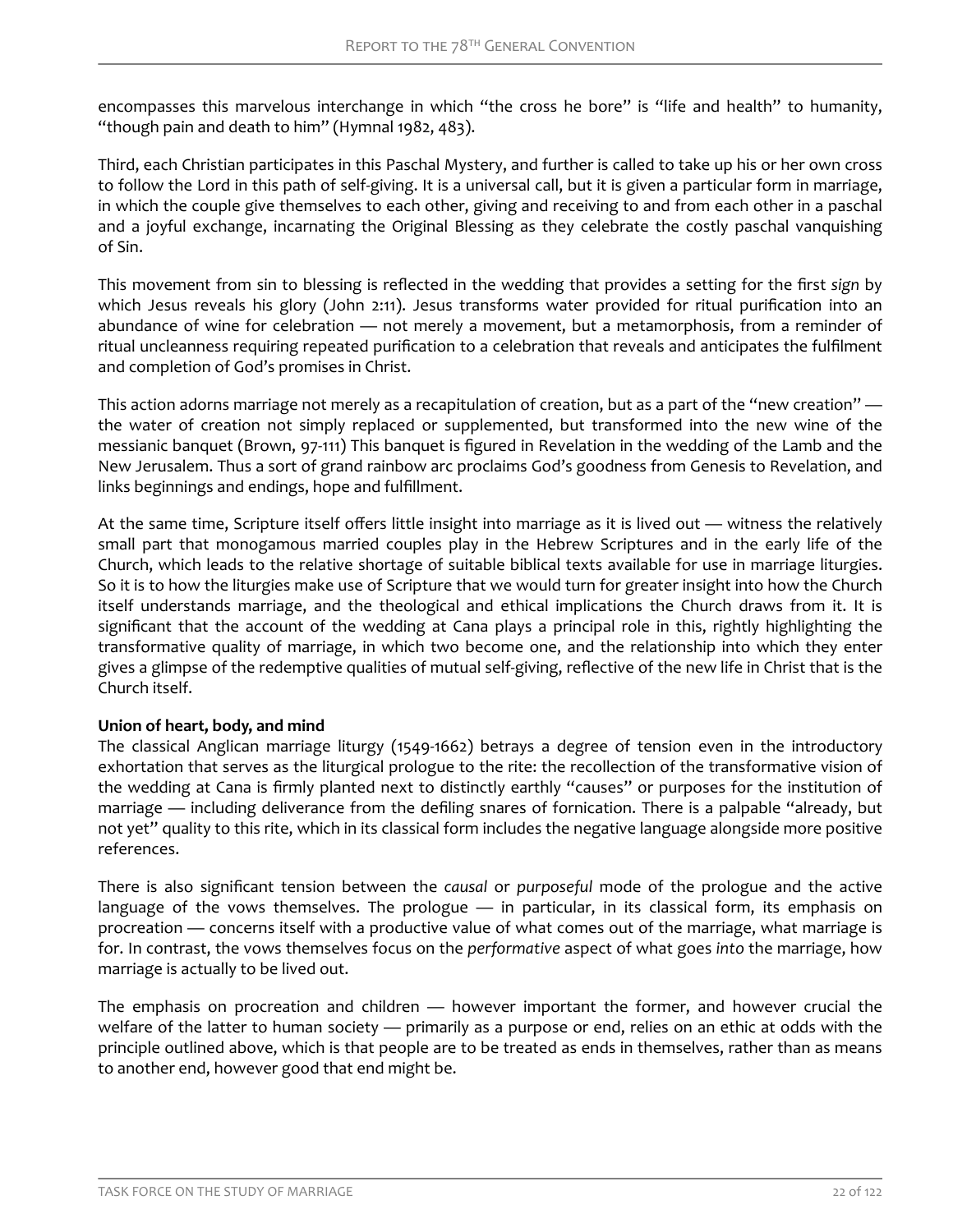encompasses this marvelous interchange in which "the cross he bore" is "life and health" to humanity, "though pain and death to him" (Hymnal 1982, 483).

Third, each Christian participates in this Paschal Mystery, and further is called to take up his or her own cross to follow the Lord in this path of self-giving. It is a universal call, but it is given a particular form in marriage, in which the couple give themselves to each other, giving and receiving to and from each other in a paschal and a joyful exchange, incarnating the Original Blessing as they celebrate the costly paschal vanquishing of Sin.

This movement from sin to blessing is reflected in the wedding that provides a setting for the first *sign* by which Jesus reveals his glory (John 2:11). Jesus transforms water provided for ritual purification into an abundance of wine for celebration — not merely a movement, but a metamorphosis, from a reminder of ritual uncleanness requiring repeated purification to a celebration that reveals and anticipates the fulfilment and completion of God's promises in Christ.

This action adorns marriage not merely as a recapitulation of creation, but as a part of the "new creation" — the water of creation not simply replaced or supplemented, but transformed into the new wine of the messianic banquet (Brown, 97-111) This banquet is figured in Revelation in the wedding of the Lamb and the New Jerusalem. Thus a sort of grand rainbow arc proclaims God's goodness from Genesis to Revelation, and links beginnings and endings, hope and fulfillment.

At the same time, Scripture itself offers little insight into marriage as it is lived out — witness the relatively small part that monogamous married couples play in the Hebrew Scriptures and in the early life of the Church, which leads to the relative shortage of suitable biblical texts available for use in marriage liturgies. So it is to how the liturgies make use of Scripture that we would turn for greater insight into how the Church itself understands marriage, and the theological and ethical implications the Church draws from it. It is significant that the account of the wedding at Cana plays a principal role in this, rightly highlighting the transformative quality of marriage, in which two become one, and the relationship into which they enter gives a glimpse of the redemptive qualities of mutual self-giving, reflective of the new life in Christ that is the Church itself.

**Union of heart, body, and mind**

The classical Anglican marriage liturgy (1549-1662) betrays a degree of tension even in the introductory exhortation that serves as the liturgical prologue to the rite: the recollection of the transformative vision of the wedding at Cana is firmly planted next to distinctly earthly "causes" or purposes for the institution of marriage — including deliverance from the defiling snares of fornication. There is a palpable "already, but not yet" quality to this rite, which in its classical form includes the negative language alongside more positive references.

There is also significant tension between the *causal* or *purposeful* mode of the prologue and the active language of the vows themselves. The prologue — in particular, in its classical form, its emphasis on procreation — concerns itself with a productive value of what comes out of the marriage, what marriage is for. In contrast, the vows themselves focus on the *performative* aspect of what goes *into* the marriage, how marriage is actually to be lived out.

The emphasis on procreation and children — however important the former, and however crucial the welfare of the latter to human society — primarily as a purpose or end, relies on an ethic at odds with the principle outlined above, which is that people are to be treated as ends in themselves, rather than as means to another end, however good that end might be.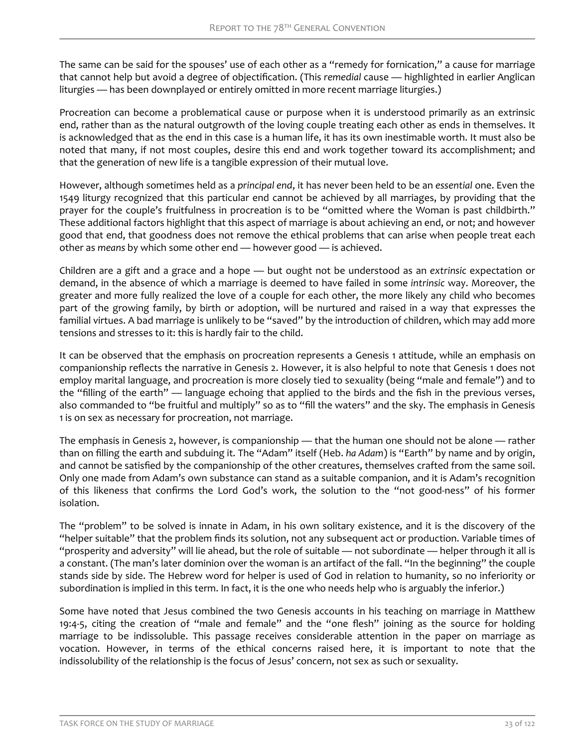The same can be said for the spouses' use of each other as a "remedy for fornication," a cause for marriage that cannot help but avoid a degree of objectification. (This *remedial* cause — highlighted in earlier Anglican liturgies — has been downplayed or entirely omitted in more recent marriage liturgies.)

Procreation can become a problematical cause or purpose when it is understood primarily as an extrinsic end, rather than as the natural outgrowth of the loving couple treating each other as ends in themselves. It is acknowledged that as the end in this case is a human life, it has its own inestimable worth. It must also be noted that many, if not most couples, desire this end and work together toward its accomplishment; and that the generation of new life is a tangible expression of their mutual love.

However, although sometimes held as a *principal end*, it has never been held to be an *essential* one. Even the 1549 liturgy recognized that this particular end cannot be achieved by all marriages, by providing that the prayer for the couple's fruitfulness in procreation is to be "omitted where the Woman is past childbirth." These additional factors highlight that this aspect of marriage is about achieving an end, or not; and however good that end, that goodness does not remove the ethical problems that can arise when people treat each other as *means* by which some other end — however good — is achieved.

Children are a gift and a grace and a hope — but ought not be understood as an *extrinsic* expectation or demand, in the absence of which a marriage is deemed to have failed in some *intrinsic* way. Moreover, the greater and more fully realized the love of a couple for each other, the more likely any child who becomes part of the growing family, by birth or adoption, will be nurtured and raised in a way that expresses the familial virtues. A bad marriage is unlikely to be "saved" by the introduction of children, which may add more tensions and stresses to it: this is hardly fair to the child.

It can be observed that the emphasis on procreation represents a Genesis 1 attitude, while an emphasis on companionship reflects the narrative in Genesis 2. However, it is also helpful to note that Genesis 1 does not employ marital language, and procreation is more closely tied to sexuality (being "male and female") and to the "filling of the earth" — language echoing that applied to the birds and the fish in the previous verses, also commanded to "be fruitful and multiply" so as to "fill the waters" and the sky. The emphasis in Genesis 1 is on sex as necessary for procreation, not marriage.

The emphasis in Genesis 2, however, is companionship — that the human one should not be alone — rather than on filling the earth and subduing it. The "Adam" itself (Heb. *ha Adam*) is "Earth" by name and by origin, and cannot be satisfied by the companionship of the other creatures, themselves crafted from the same soil. Only one made from Adam's own substance can stand as a suitable companion, and it is Adam's recognition of this likeness that confirms the Lord God's work, the solution to the "not good-ness" of his former isolation.

The "problem" to be solved is innate in Adam, in his own solitary existence, and it is the discovery of the "helper suitable" that the problem finds its solution, not any subsequent act or production. Variable times of "prosperity and adversity" will lie ahead, but the role of suitable — not subordinate — helper through it all is a constant. (The man's later dominion over the woman is an artifact of the fall. "In the beginning" the couple stands side by side. The Hebrew word for helper is used of God in relation to humanity, so no inferiority or subordination is implied in this term. In fact, it is the one who needs help who is arguably the inferior.)

Some have noted that Jesus combined the two Genesis accounts in his teaching on marriage in Matthew 19:4-5, citing the creation of "male and female" and the "one flesh" joining as the source for holding marriage to be indissoluble. This passage receives considerable attention in the paper on marriage as vocation. However, in terms of the ethical concerns raised here, it is important to note that the indissolubility of the relationship is the focus of Jesus' concern, not sex as such or sexuality.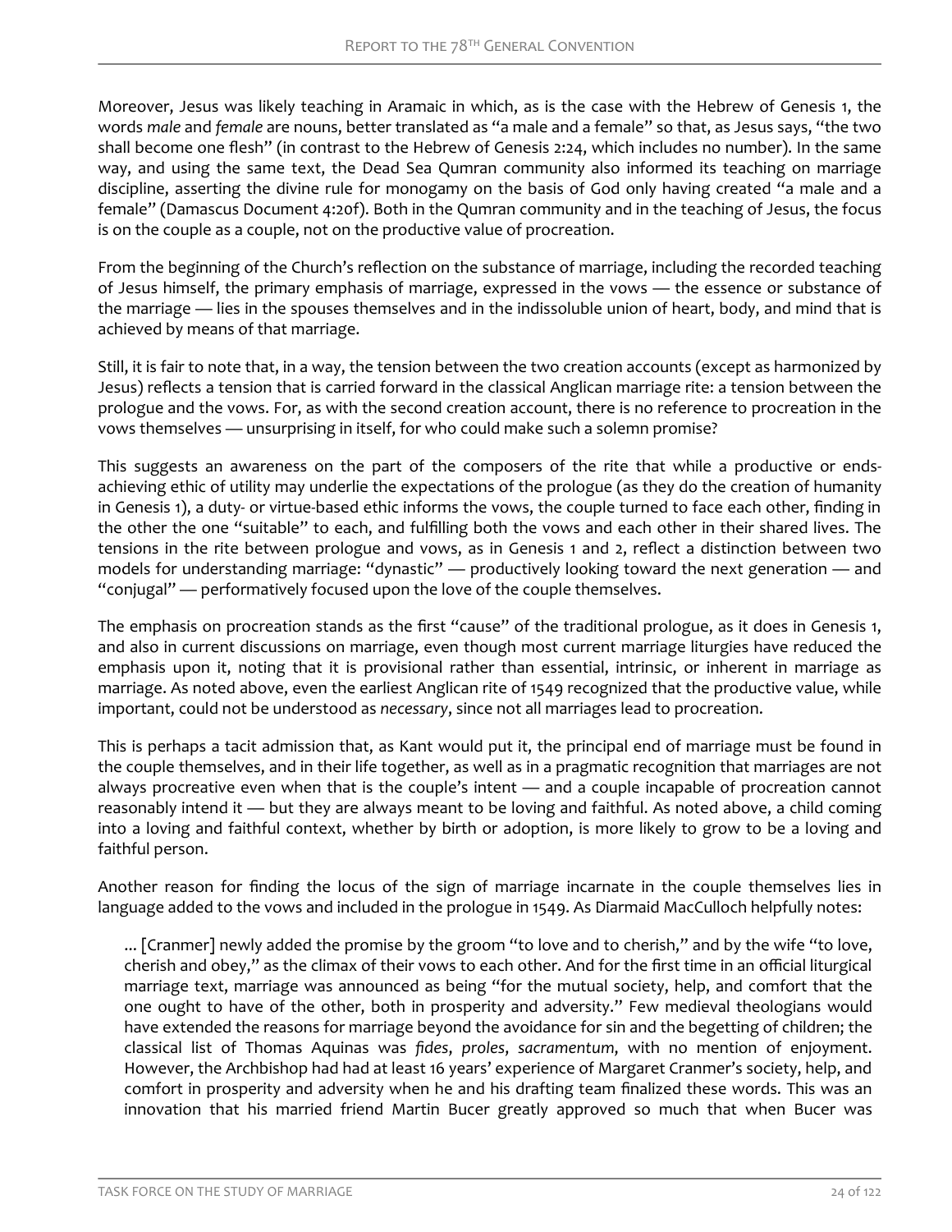Moreover, Jesus was likely teaching in Aramaic in which, as is the case with the Hebrew of Genesis 1, the words *male* and *female* are nouns, better translated as "a male and a female" so that, as Jesus says, "the two shall become one flesh" (in contrast to the Hebrew of Genesis 2:24, which includes no number). In the same way, and using the same text, the Dead Sea Qumran community also informed its teaching on marriage discipline, asserting the divine rule for monogamy on the basis of God only having created "a male and a female" (Damascus Document 4:20f). Both in the Qumran community and in the teaching of Jesus, the focus is on the couple as a couple, not on the productive value of procreation.

From the beginning of the Church's reflection on the substance of marriage, including the recorded teaching of Jesus himself, the primary emphasis of marriage, expressed in the vows — the essence or substance of the marriage — lies in the spouses themselves and in the indissoluble union of heart, body, and mind that is achieved by means of that marriage.

Still, it is fair to note that, in a way, the tension between the two creation accounts (except as harmonized by Jesus) reflects a tension that is carried forward in the classical Anglican marriage rite: a tension between the prologue and the vows. For, as with the second creation account, there is no reference to procreation in the vows themselves — unsurprising in itself, for who could make such a solemn promise?

This suggests an awareness on the part of the composers of the rite that while a productive or ends-achieving ethic of utility may underlie the expectations of the prologue (as they do the creation of humanity in Genesis 1), a duty- or virtue-based ethic informs the vows, the couple turned to face each other, finding in the other the one "suitable" to each, and fulfilling both the vows and each other in their shared lives. The tensions in the rite between prologue and vows, as in Genesis 1 and 2, reflect a distinction between two models for understanding marriage: "dynastic" — productively looking toward the next generation — and "conjugal" — performatively focused upon the love of the couple themselves.

The emphasis on procreation stands as the first "cause" of the traditional prologue, as it does in Genesis 1, and also in current discussions on marriage, even though most current marriage liturgies have reduced the emphasis upon it, noting that it is provisional rather than essential, intrinsic, or inherent in marriage as marriage. As noted above, even the earliest Anglican rite of 1549 recognized that the productive value, while important, could not be understood as *necessary*, since not all marriages lead to procreation.

This is perhaps a tacit admission that, as Kant would put it, the principal end of marriage must be found in the couple themselves, and in their life together, as well as in a pragmatic recognition that marriages are not always procreative even when that is the couple's intent — and a couple incapable of procreation cannot reasonably intend it — but they are always meant to be loving and faithful. As noted above, a child coming into a loving and faithful context, whether by birth or adoption, is more likely to grow to be a loving and faithful person.

Another reason for finding the locus of the sign of marriage incarnate in the couple themselves lies in language added to the vows and included in the prologue in 1549. As Diarmaid MacCulloch helpfully notes:

> ... [Cranmer] newly added the promise by the groom "to love and to cherish," and by the wife "to love, cherish and obey," as the climax of their vows to each other. And for the first time in an official liturgical marriage text, marriage was announced as being "for the mutual society, help, and comfort that the one ought to have of the other, both in prosperity and adversity." Few medieval theologians would have extended the reasons for marriage beyond the avoidance for sin and the begetting of children; the classical list of Thomas Aquinas was *fides*, *proles*, *sacramentum*, with no mention of enjoyment. However, the Archbishop had had at least 16 years' experience of Margaret Cranmer's society, help, and comfort in prosperity and adversity when he and his drafting team finalized these words. This was an innovation that his married friend Martin Bucer greatly approved so much that when Bucer was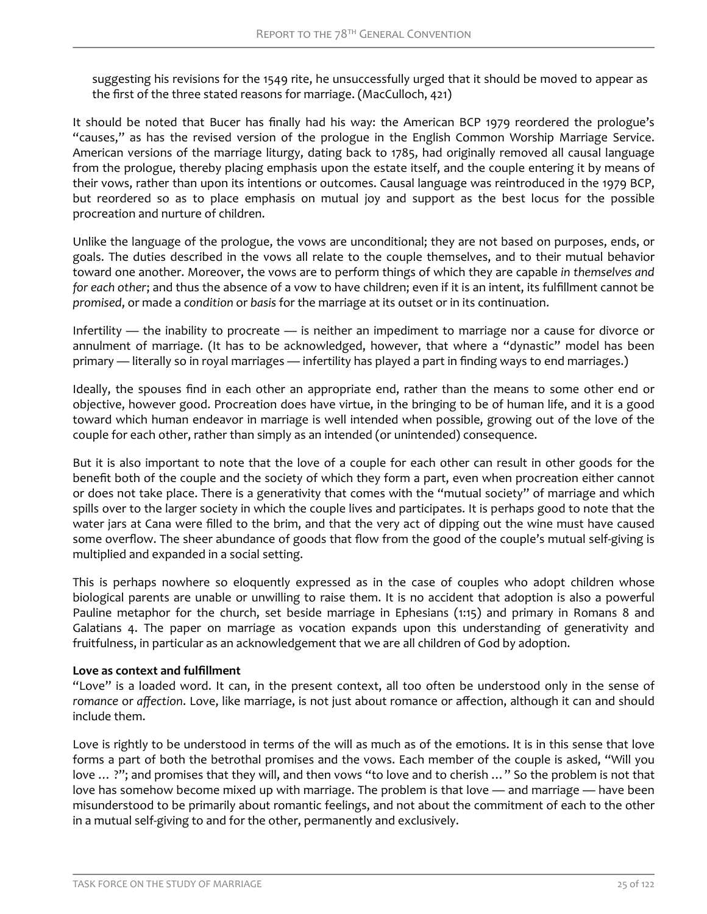> suggesting his revisions for the 1549 rite, he unsuccessfully urged that it should be moved to appear as the first of the three stated reasons for marriage. (MacCulloch, 421)

It should be noted that Bucer has finally had his way: the American BCP 1979 reordered the prologue's "causes," as has the revised version of the prologue in the English Common Worship Marriage Service. American versions of the marriage liturgy, dating back to 1785, had originally removed all causal language from the prologue, thereby placing emphasis upon the estate itself, and the couple entering it by means of their vows, rather than upon its intentions or outcomes. Causal language was reintroduced in the 1979 BCP, but reordered so as to place emphasis on mutual joy and support as the best locus for the possible procreation and nurture of children.

Unlike the language of the prologue, the vows are unconditional; they are not based on purposes, ends, or goals. The duties described in the vows all relate to the couple themselves, and to their mutual behavior toward one another. Moreover, the vows are to perform things of which they are capable *in themselves and for each other*; and thus the absence of a vow to have children; even if it is an intent, its fulfillment cannot be *promised*, or made a *condition* or *basis* for the marriage at its outset or in its continuation.

Infertility — the inability to procreate — is neither an impediment to marriage nor a cause for divorce or annulment of marriage. (It has to be acknowledged, however, that where a "dynastic" model has been primary — literally so in royal marriages — infertility has played a part in finding ways to end marriages.)

Ideally, the spouses find in each other an appropriate end, rather than the means to some other end or objective, however good. Procreation does have virtue, in the bringing to be of human life, and it is a good toward which human endeavor in marriage is well intended when possible, growing out of the love of the couple for each other, rather than simply as an intended (or unintended) consequence.

But it is also important to note that the love of a couple for each other can result in other goods for the benefit both of the couple and the society of which they form a part, even when procreation either cannot or does not take place. There is a generativity that comes with the "mutual society" of marriage and which spills over to the larger society in which the couple lives and participates. It is perhaps good to note that the water jars at Cana were filled to the brim, and that the very act of dipping out the wine must have caused some overflow. The sheer abundance of goods that flow from the good of the couple's mutual self-giving is multiplied and expanded in a social setting.

This is perhaps nowhere so eloquently expressed as in the case of couples who adopt children whose biological parents are unable or unwilling to raise them. It is no accident that adoption is also a powerful Pauline metaphor for the church, set beside marriage in Ephesians (1:15) and primary in Romans 8 and Galatians 4. The paper on marriage as vocation expands upon this understanding of generativity and fruitfulness, in particular as an acknowledgement that we are all children of God by adoption.

**Love as context and fulfillment**

"Love" is a loaded word. It can, in the present context, all too often be understood only in the sense of *romance* or *affection*. Love, like marriage, is not just about romance or affection, although it can and should include them.

Love is rightly to be understood in terms of the will as much as of the emotions. It is in this sense that love forms a part of both the betrothal promises and the vows. Each member of the couple is asked, "Will you love … ?"; and promises that they will, and then vows "to love and to cherish … " So the problem is not that love has somehow become mixed up with marriage. The problem is that love — and marriage — have been misunderstood to be primarily about romantic feelings, and not about the commitment of each to the other in a mutual self-giving to and for the other, permanently and exclusively.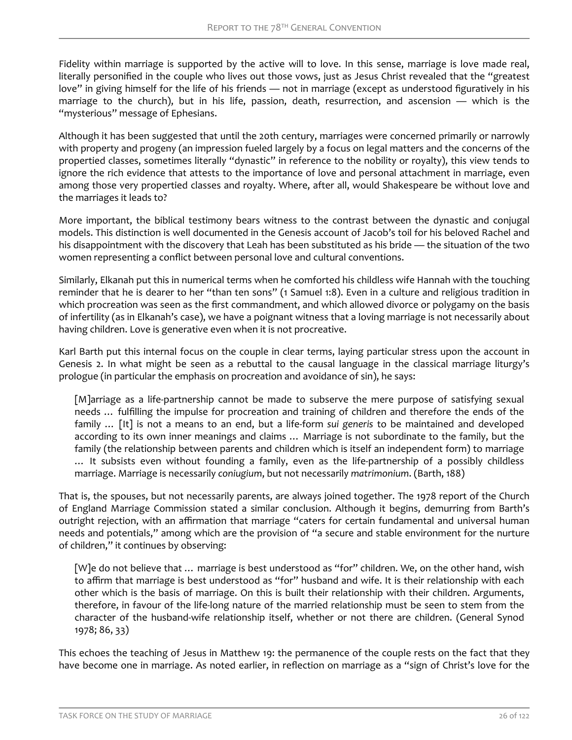Fidelity within marriage is supported by the active will to love. In this sense, marriage is love made real, literally personified in the couple who lives out those vows, just as Jesus Christ revealed that the "greatest love" in giving himself for the life of his friends — not in marriage (except as understood figuratively in his marriage to the church), but in his life, passion, death, resurrection, and ascension — which is the "mysterious" message of Ephesians.

Although it has been suggested that until the 20th century, marriages were concerned primarily or narrowly with property and progeny (an impression fueled largely by a focus on legal matters and the concerns of the propertied classes, sometimes literally "dynastic" in reference to the nobility or royalty), this view tends to ignore the rich evidence that attests to the importance of love and personal attachment in marriage, even among those very propertied classes and royalty. Where, after all, would Shakespeare be without love and the marriages it leads to?

More important, the biblical testimony bears witness to the contrast between the dynastic and conjugal models. This distinction is well documented in the Genesis account of Jacob's toil for his beloved Rachel and his disappointment with the discovery that Leah has been substituted as his bride — the situation of the two women representing a conflict between personal love and cultural conventions.

Similarly, Elkanah put this in numerical terms when he comforted his childless wife Hannah with the touching reminder that he is dearer to her "than ten sons" (1 Samuel 1:8). Even in a culture and religious tradition in which procreation was seen as the first commandment, and which allowed divorce or polygamy on the basis of infertility (as in Elkanah's case), we have a poignant witness that a loving marriage is not necessarily about having children. Love is generative even when it is not procreative.

Karl Barth put this internal focus on the couple in clear terms, laying particular stress upon the account in Genesis 2. In what might be seen as a rebuttal to the causal language in the classical marriage liturgy's prologue (in particular the emphasis on procreation and avoidance of sin), he says:

> [M]arriage as a life-partnership cannot be made to subserve the mere purpose of satisfying sexual needs … fulfilling the impulse for procreation and training of children and therefore the ends of the family … [It] is not a means to an end, but a life-form *sui generis* to be maintained and developed according to its own inner meanings and claims … Marriage is not subordinate to the family, but the family (the relationship between parents and children which is itself an independent form) to marriage … It subsists even without founding a family, even as the life-partnership of a possibly childless marriage. Marriage is necessarily *coniugium*, but not necessarily *matrimonium*. (Barth, 188)

That is, the spouses, but not necessarily parents, are always joined together. The 1978 report of the Church of England Marriage Commission stated a similar conclusion. Although it begins, demurring from Barth's outright rejection, with an affirmation that marriage "caters for certain fundamental and universal human needs and potentials," among which are the provision of "a secure and stable environment for the nurture of children," it continues by observing:

> [W]e do not believe that … marriage is best understood as "for" children. We, on the other hand, wish to affirm that marriage is best understood as "for" husband and wife. It is their relationship with each other which is the basis of marriage. On this is built their relationship with their children. Arguments, therefore, in favour of the life-long nature of the married relationship must be seen to stem from the character of the husband-wife relationship itself, whether or not there are children. (General Synod 1978; 86, 33)

This echoes the teaching of Jesus in Matthew 19: the permanence of the couple rests on the fact that they have become one in marriage. As noted earlier, in reflection on marriage as a "sign of Christ's love for the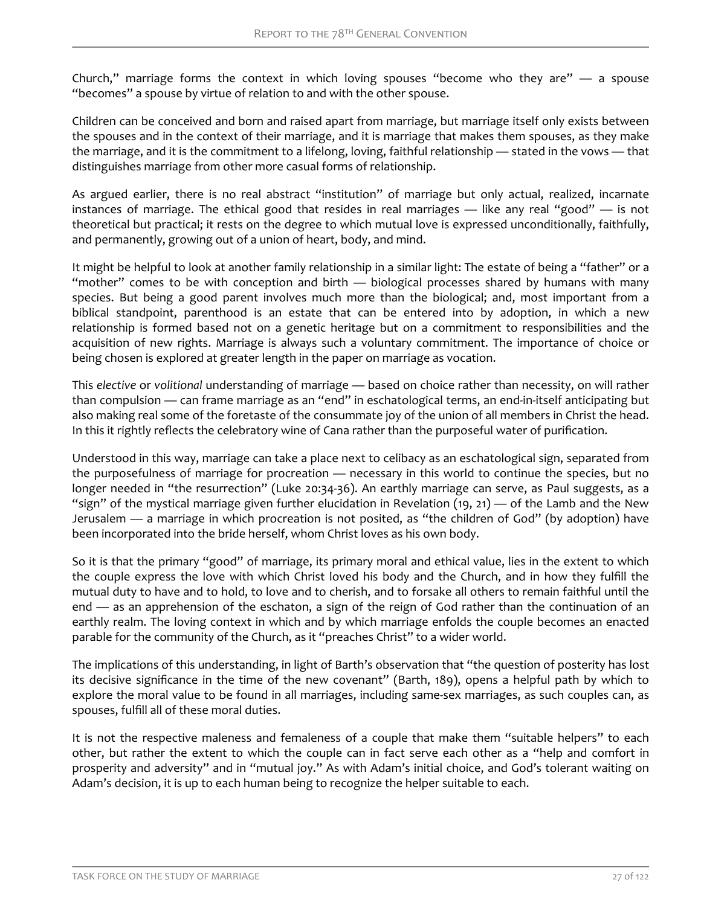Church," marriage forms the context in which loving spouses "become who they are" — a spouse "becomes" a spouse by virtue of relation to and with the other spouse.

Children can be conceived and born and raised apart from marriage, but marriage itself only exists between the spouses and in the context of their marriage, and it is marriage that makes them spouses, as they make the marriage, and it is the commitment to a lifelong, loving, faithful relationship — stated in the vows — that distinguishes marriage from other more casual forms of relationship.

As argued earlier, there is no real abstract "institution" of marriage but only actual, realized, incarnate instances of marriage. The ethical good that resides in real marriages — like any real "good" — is not theoretical but practical; it rests on the degree to which mutual love is expressed unconditionally, faithfully, and permanently, growing out of a union of heart, body, and mind.

It might be helpful to look at another family relationship in a similar light: The estate of being a "father" or a "mother" comes to be with conception and birth — biological processes shared by humans with many species. But being a good parent involves much more than the biological; and, most important from a biblical standpoint, parenthood is an estate that can be entered into by adoption, in which a new relationship is formed based not on a genetic heritage but on a commitment to responsibilities and the acquisition of new rights. Marriage is always such a voluntary commitment. The importance of choice or being chosen is explored at greater length in the paper on marriage as vocation.

This *elective* or *volitional* understanding of marriage — based on choice rather than necessity, on will rather than compulsion — can frame marriage as an "end" in eschatological terms, an end-in-itself anticipating but also making real some of the foretaste of the consummate joy of the union of all members in Christ the head. In this it rightly reflects the celebratory wine of Cana rather than the purposeful water of purification.

Understood in this way, marriage can take a place next to celibacy as an eschatological sign, separated from the purposefulness of marriage for procreation — necessary in this world to continue the species, but no longer needed in "the resurrection" (Luke 20:34-36). An earthly marriage can serve, as Paul suggests, as a "sign" of the mystical marriage given further elucidation in Revelation (19, 21) — of the Lamb and the New Jerusalem — a marriage in which procreation is not posited, as "the children of God" (by adoption) have been incorporated into the bride herself, whom Christ loves as his own body.

So it is that the primary "good" of marriage, its primary moral and ethical value, lies in the extent to which the couple express the love with which Christ loved his body and the Church, and in how they fulfill the mutual duty to have and to hold, to love and to cherish, and to forsake all others to remain faithful until the end — as an apprehension of the eschaton, a sign of the reign of God rather than the continuation of an earthly realm. The loving context in which and by which marriage enfolds the couple becomes an enacted parable for the community of the Church, as it "preaches Christ" to a wider world.

The implications of this understanding, in light of Barth's observation that "the question of posterity has lost its decisive significance in the time of the new covenant" (Barth, 189), opens a helpful path by which to explore the moral value to be found in all marriages, including same-sex marriages, as such couples can, as spouses, fulfill all of these moral duties.

It is not the respective maleness and femaleness of a couple that make them "suitable helpers" to each other, but rather the extent to which the couple can in fact serve each other as a "help and comfort in prosperity and adversity" and in "mutual joy." As with Adam's initial choice, and God's tolerant waiting on Adam's decision, it is up to each human being to recognize the helper suitable to each.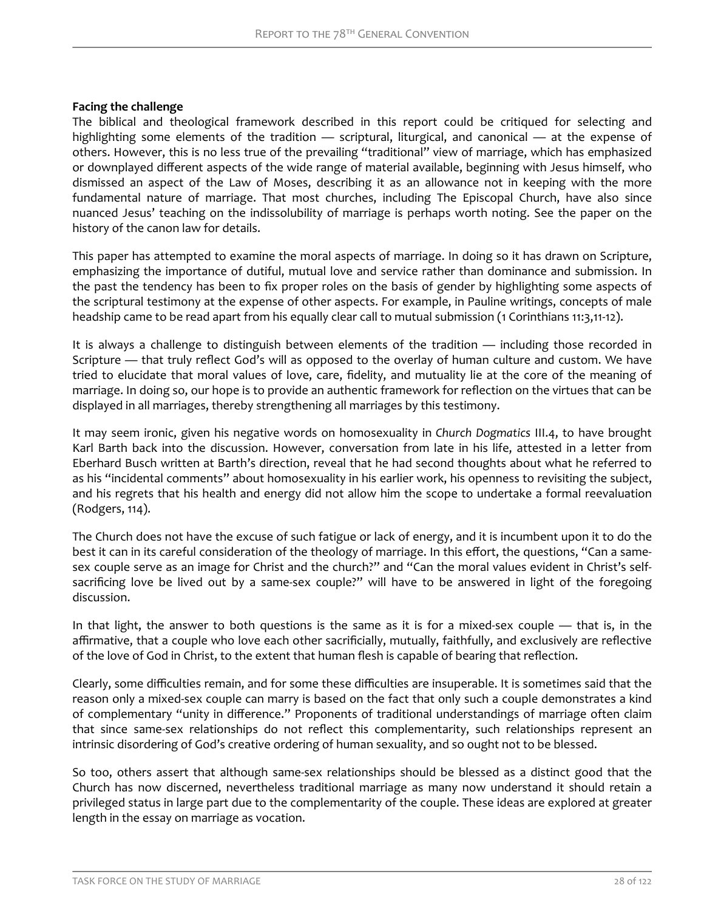**Facing the challenge**

The biblical and theological framework described in this report could be critiqued for selecting and highlighting some elements of the tradition — scriptural, liturgical, and canonical — at the expense of others. However, this is no less true of the prevailing "traditional" view of marriage, which has emphasized or downplayed different aspects of the wide range of material available, beginning with Jesus himself, who dismissed an aspect of the Law of Moses, describing it as an allowance not in keeping with the more fundamental nature of marriage. That most churches, including The Episcopal Church, have also since nuanced Jesus' teaching on the indissolubility of marriage is perhaps worth noting. See the paper on the history of the canon law for details.

This paper has attempted to examine the moral aspects of marriage. In doing so it has drawn on Scripture, emphasizing the importance of dutiful, mutual love and service rather than dominance and submission. In the past the tendency has been to fix proper roles on the basis of gender by highlighting some aspects of the scriptural testimony at the expense of other aspects. For example, in Pauline writings, concepts of male headship came to be read apart from his equally clear call to mutual submission (1 Corinthians 11:3,11-12).

It is always a challenge to distinguish between elements of the tradition — including those recorded in Scripture — that truly reflect God's will as opposed to the overlay of human culture and custom. We have tried to elucidate that moral values of love, care, fidelity, and mutuality lie at the core of the meaning of marriage. In doing so, our hope is to provide an authentic framework for reflection on the virtues that can be displayed in all marriages, thereby strengthening all marriages by this testimony.

It may seem ironic, given his negative words on homosexuality in *Church Dogmatics* III.4, to have brought Karl Barth back into the discussion. However, conversation from late in his life, attested in a letter from Eberhard Busch written at Barth's direction, reveal that he had second thoughts about what he referred to as his "incidental comments" about homosexuality in his earlier work, his openness to revisiting the subject, and his regrets that his health and energy did not allow him the scope to undertake a formal reevaluation (Rodgers, 114).

The Church does not have the excuse of such fatigue or lack of energy, and it is incumbent upon it to do the best it can in its careful consideration of the theology of marriage. In this effort, the questions, "Can a same-sex couple serve as an image for Christ and the church?" and "Can the moral values evident in Christ's self-sacrificing love be lived out by a same-sex couple?" will have to be answered in light of the foregoing discussion.

In that light, the answer to both questions is the same as it is for a mixed-sex couple — that is, in the affirmative, that a couple who love each other sacrificially, mutually, faithfully, and exclusively are reflective of the love of God in Christ, to the extent that human flesh is capable of bearing that reflection.

Clearly, some difficulties remain, and for some these difficulties are insuperable. It is sometimes said that the reason only a mixed-sex couple can marry is based on the fact that only such a couple demonstrates a kind of complementary "unity in difference." Proponents of traditional understandings of marriage often claim that since same-sex relationships do not reflect this complementarity, such relationships represent an intrinsic disordering of God's creative ordering of human sexuality, and so ought not to be blessed.

So too, others assert that although same-sex relationships should be blessed as a distinct good that the Church has now discerned, nevertheless traditional marriage as many now understand it should retain a privileged status in large part due to the complementarity of the couple. These ideas are explored at greater length in the essay on marriage as vocation.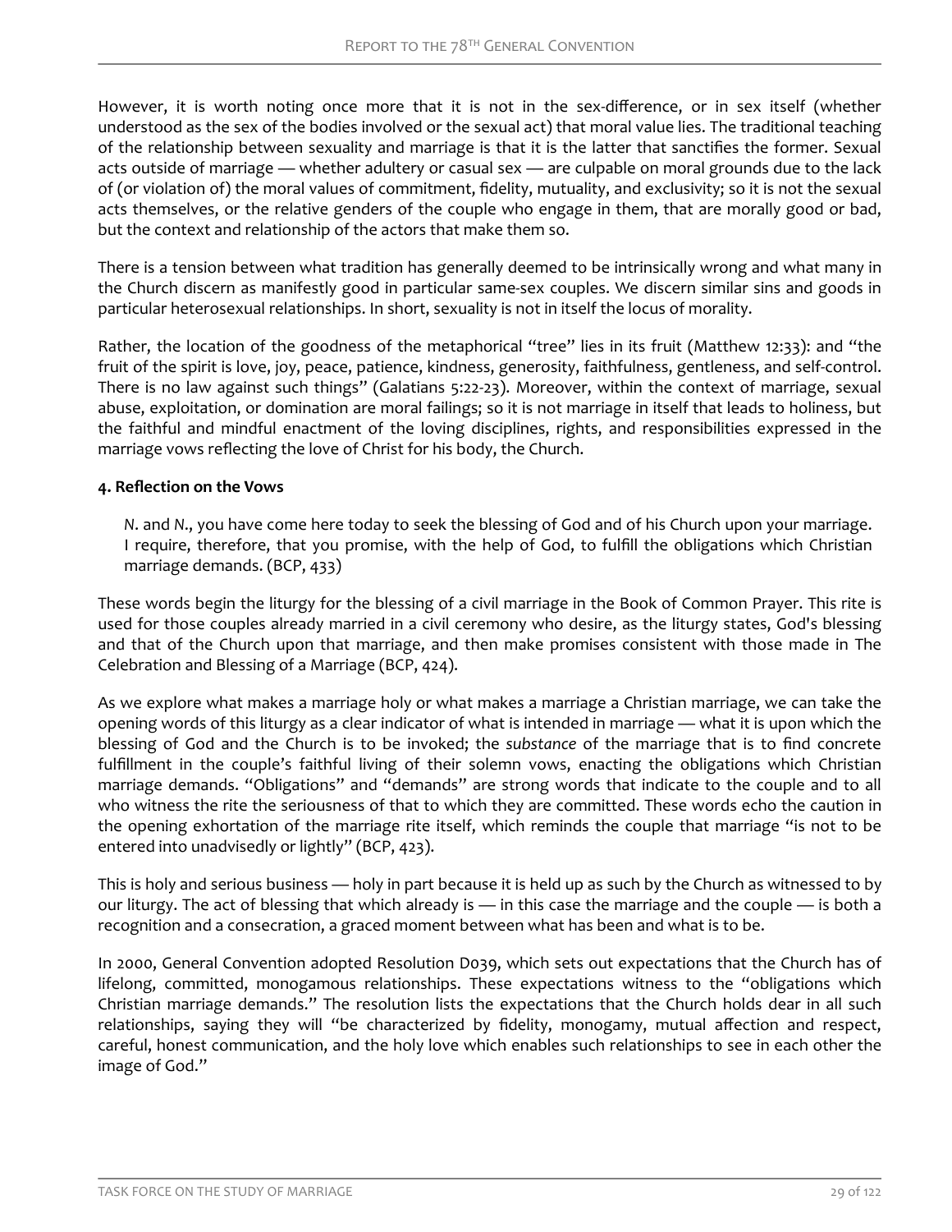However, it is worth noting once more that it is not in the sex-difference, or in sex itself (whether understood as the sex of the bodies involved or the sexual act) that moral value lies. The traditional teaching of the relationship between sexuality and marriage is that it is the latter that sanctifies the former. Sexual acts outside of marriage — whether adultery or casual sex — are culpable on moral grounds due to the lack of (or violation of) the moral values of commitment, fidelity, mutuality, and exclusivity; so it is not the sexual acts themselves, or the relative genders of the couple who engage in them, that are morally good or bad, but the context and relationship of the actors that make them so.

There is a tension between what tradition has generally deemed to be intrinsically wrong and what many in the Church discern as manifestly good in particular same-sex couples. We discern similar sins and goods in particular heterosexual relationships. In short, sexuality is not in itself the locus of morality.

Rather, the location of the goodness of the metaphorical "tree" lies in its fruit (Matthew 12:33): and "the fruit of the spirit is love, joy, peace, patience, kindness, generosity, faithfulness, gentleness, and self-control. There is no law against such things" (Galatians 5:22-23). Moreover, within the context of marriage, sexual abuse, exploitation, or domination are moral failings; so it is not marriage in itself that leads to holiness, but the faithful and mindful enactment of the loving disciplines, rights, and responsibilities expressed in the marriage vows reflecting the love of Christ for his body, the Church.

**4. Reflection on the Vows**

> *N*. and *N*., you have come here today to seek the blessing of God and of his Church upon your marriage. I require, therefore, that you promise, with the help of God, to fulfill the obligations which Christian marriage demands. (BCP, 433)

These words begin the liturgy for the blessing of a civil marriage in the Book of Common Prayer. This rite is used for those couples already married in a civil ceremony who desire, as the liturgy states, God's blessing and that of the Church upon that marriage, and then make promises consistent with those made in The Celebration and Blessing of a Marriage (BCP, 424).

As we explore what makes a marriage holy or what makes a marriage a Christian marriage, we can take the opening words of this liturgy as a clear indicator of what is intended in marriage — what it is upon which the blessing of God and the Church is to be invoked; the *substance* of the marriage that is to find concrete fulfillment in the couple's faithful living of their solemn vows, enacting the obligations which Christian marriage demands. "Obligations" and "demands" are strong words that indicate to the couple and to all who witness the rite the seriousness of that to which they are committed. These words echo the caution in the opening exhortation of the marriage rite itself, which reminds the couple that marriage "is not to be entered into unadvisedly or lightly" (BCP, 423).

This is holy and serious business — holy in part because it is held up as such by the Church as witnessed to by our liturgy. The act of blessing that which already is — in this case the marriage and the couple — is both a recognition and a consecration, a graced moment between what has been and what is to be.

In 2000, General Convention adopted Resolution D039, which sets out expectations that the Church has of lifelong, committed, monogamous relationships. These expectations witness to the "obligations which Christian marriage demands." The resolution lists the expectations that the Church holds dear in all such relationships, saying they will "be characterized by fidelity, monogamy, mutual affection and respect, careful, honest communication, and the holy love which enables such relationships to see in each other the image of God."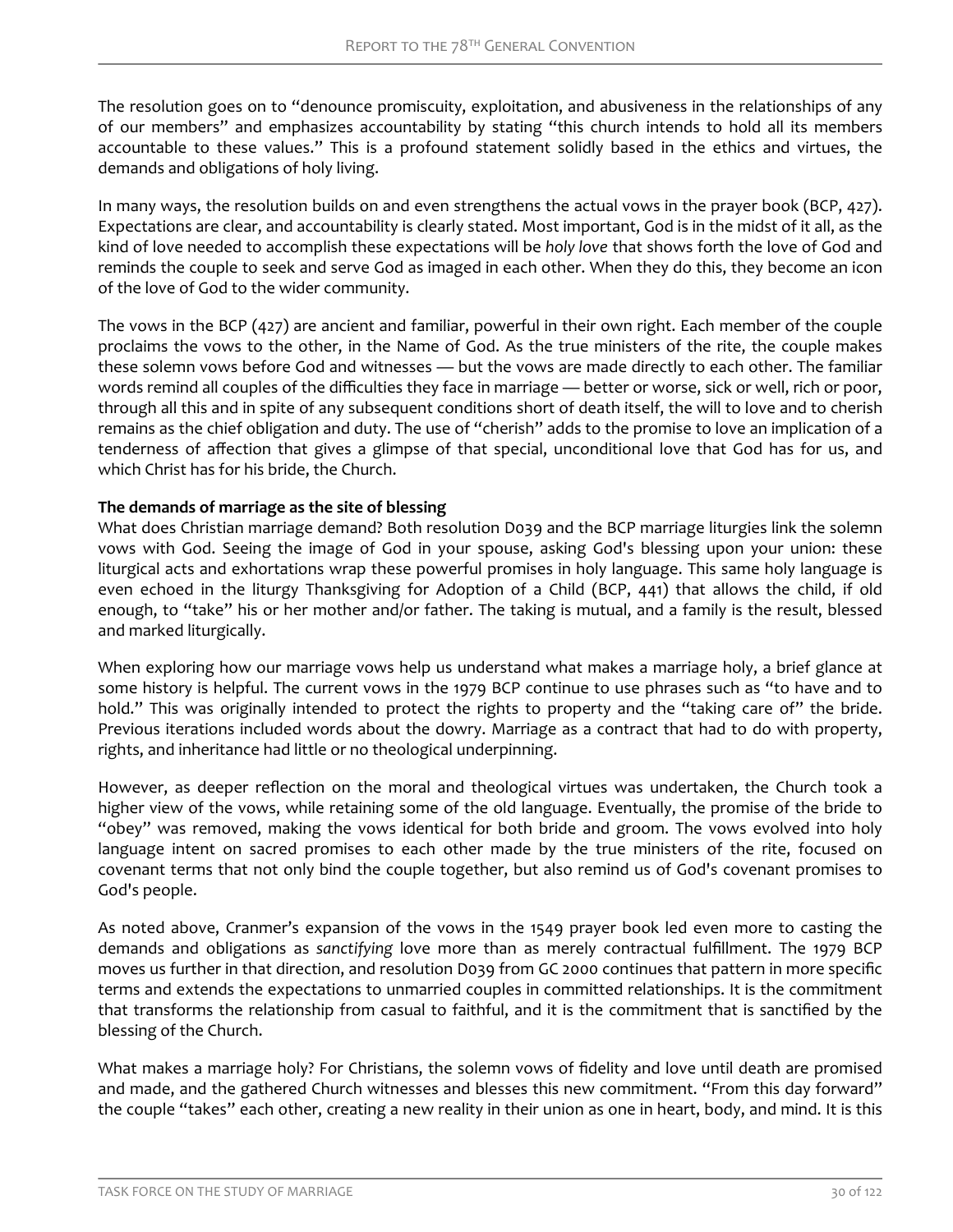The resolution goes on to "denounce promiscuity, exploitation, and abusiveness in the relationships of any of our members" and emphasizes accountability by stating "this church intends to hold all its members accountable to these values." This is a profound statement solidly based in the ethics and virtues, the demands and obligations of holy living.

In many ways, the resolution builds on and even strengthens the actual vows in the prayer book (BCP, 427). Expectations are clear, and accountability is clearly stated. Most important, God is in the midst of it all, as the kind of love needed to accomplish these expectations will be *holy love* that shows forth the love of God and reminds the couple to seek and serve God as imaged in each other. When they do this, they become an icon of the love of God to the wider community.

The vows in the BCP (427) are ancient and familiar, powerful in their own right. Each member of the couple proclaims the vows to the other, in the Name of God. As the true ministers of the rite, the couple makes these solemn vows before God and witnesses — but the vows are made directly to each other. The familiar words remind all couples of the difficulties they face in marriage — better or worse, sick or well, rich or poor, through all this and in spite of any subsequent conditions short of death itself, the will to love and to cherish remains as the chief obligation and duty. The use of "cherish" adds to the promise to love an implication of a tenderness of affection that gives a glimpse of that special, unconditional love that God has for us, and which Christ has for his bride, the Church.

**The demands of marriage as the site of blessing**

What does Christian marriage demand? Both resolution D039 and the BCP marriage liturgies link the solemn vows with God. Seeing the image of God in your spouse, asking God's blessing upon your union: these liturgical acts and exhortations wrap these powerful promises in holy language. This same holy language is even echoed in the liturgy Thanksgiving for Adoption of a Child (BCP, 441) that allows the child, if old enough, to "take" his or her mother and/or father. The taking is mutual, and a family is the result, blessed and marked liturgically.

When exploring how our marriage vows help us understand what makes a marriage holy, a brief glance at some history is helpful. The current vows in the 1979 BCP continue to use phrases such as "to have and to hold." This was originally intended to protect the rights to property and the "taking care of" the bride. Previous iterations included words about the dowry. Marriage as a contract that had to do with property, rights, and inheritance had little or no theological underpinning.

However, as deeper reflection on the moral and theological virtues was undertaken, the Church took a higher view of the vows, while retaining some of the old language. Eventually, the promise of the bride to "obey" was removed, making the vows identical for both bride and groom. The vows evolved into holy language intent on sacred promises to each other made by the true ministers of the rite, focused on covenant terms that not only bind the couple together, but also remind us of God's covenant promises to God's people.

As noted above, Cranmer's expansion of the vows in the 1549 prayer book led even more to casting the demands and obligations as *sanctifying* love more than as merely contractual fulfillment. The 1979 BCP moves us further in that direction, and resolution D039 from GC 2000 continues that pattern in more specific terms and extends the expectations to unmarried couples in committed relationships. It is the commitment that transforms the relationship from casual to faithful, and it is the commitment that is sanctified by the blessing of the Church.

What makes a marriage holy? For Christians, the solemn vows of fidelity and love until death are promised and made, and the gathered Church witnesses and blesses this new commitment. "From this day forward" the couple "takes" each other, creating a new reality in their union as one in heart, body, and mind. It is this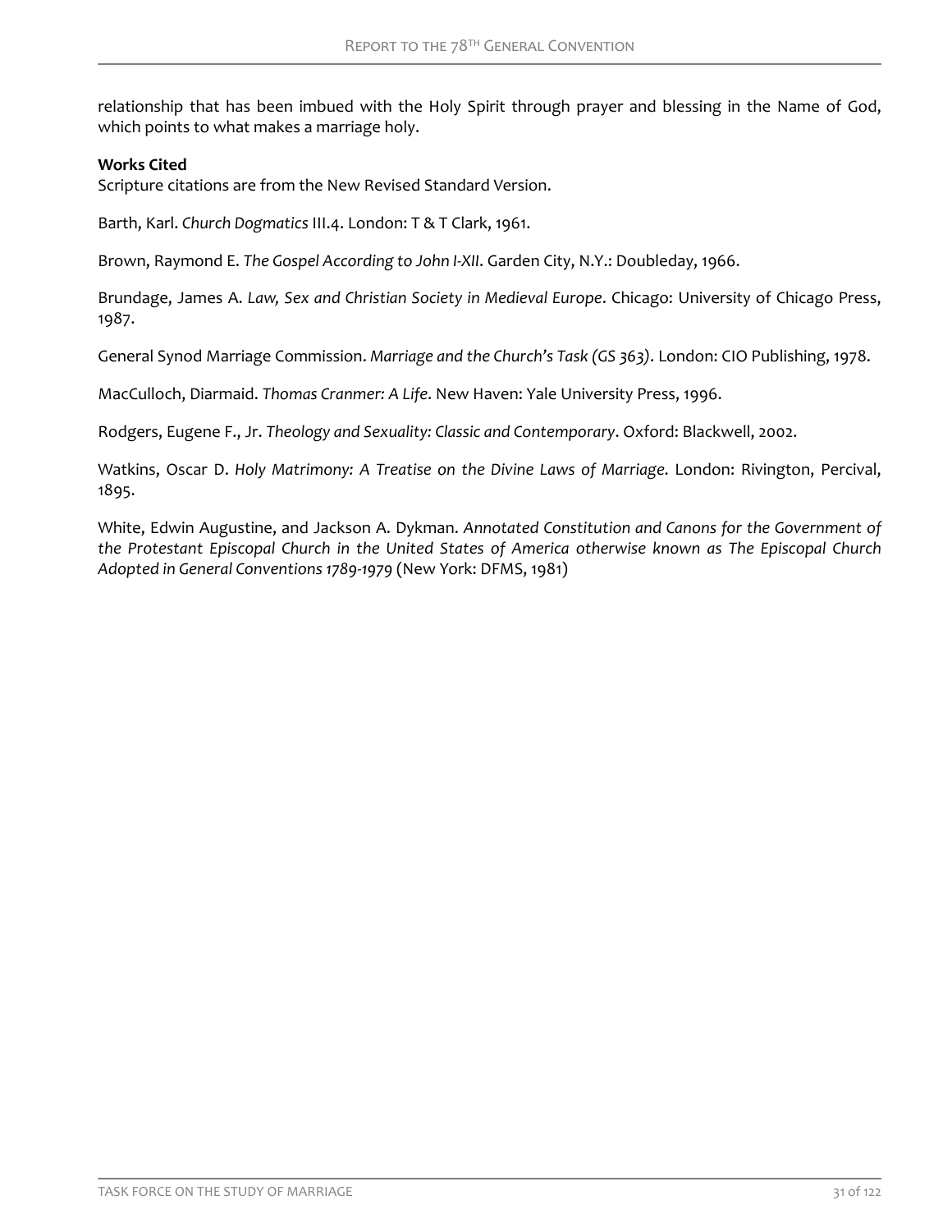relationship that has been imbued with the Holy Spirit through prayer and blessing in the Name of God, which points to what makes a marriage holy.

**Works Cited**

Scripture citations are from the New Revised Standard Version.

Barth, Karl. *Church Dogmatics* III.4. London: T & T Clark, 1961.

Brown, Raymond E. *The Gospel According to John I-XII*. Garden City, N.Y.: Doubleday, 1966.

Brundage, James A. *Law, Sex and Christian Society in Medieval Europe*. Chicago: University of Chicago Press, 1987.

General Synod Marriage Commission. *Marriage and the Church's Task (GS 363)*. London: CIO Publishing, 1978.

MacCulloch, Diarmaid. *Thomas Cranmer: A Life*. New Haven: Yale University Press, 1996.

Rodgers, Eugene F., Jr. *Theology and Sexuality: Classic and Contemporary*. Oxford: Blackwell, 2002.

Watkins, Oscar D. *Holy Matrimony: A Treatise on the Divine Laws of Marriage.* London: Rivington, Percival, 1895.

White, Edwin Augustine, and Jackson A. Dykman. *Annotated Constitution and Canons for the Government of the Protestant Episcopal Church in the United States of America otherwise known as The Episcopal Church Adopted in General Conventions 1789-1979* (New York: DFMS, 1981)